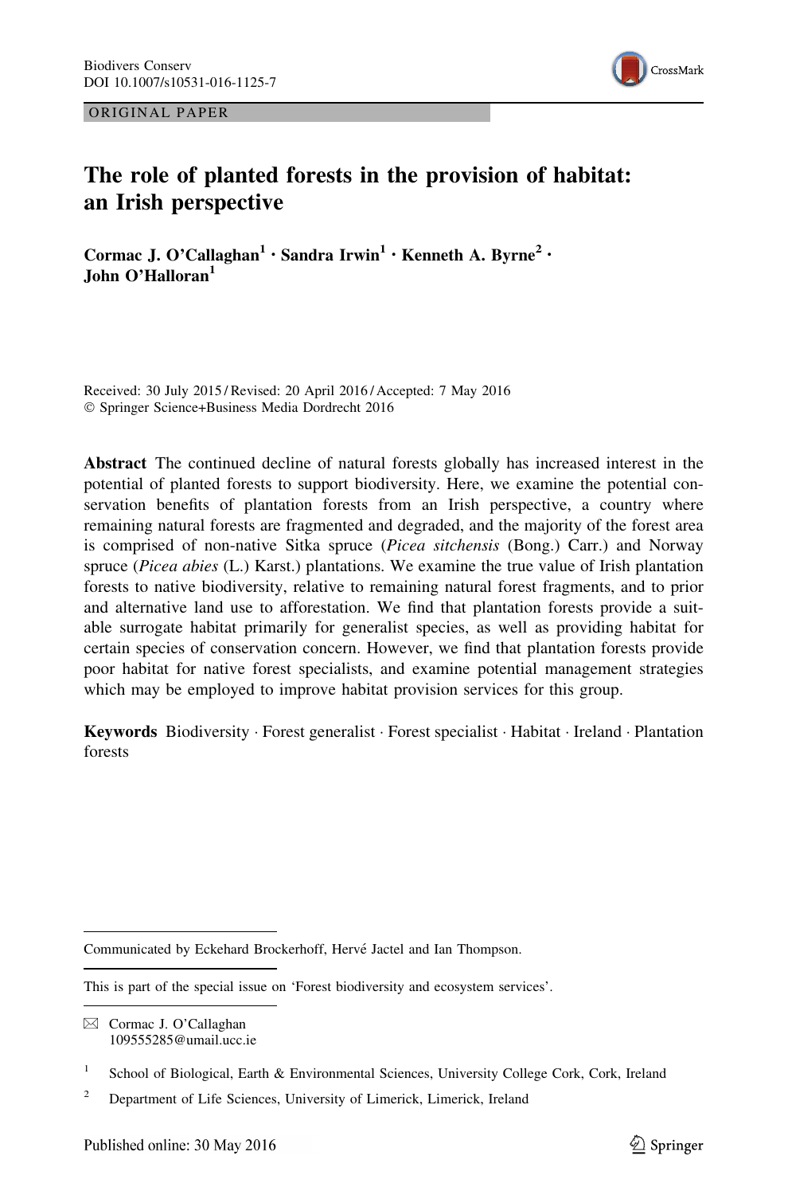ORIGINAL PAPER

# The role of planted forests in the provision of habitat: an Irish perspective

**Cormac J. O'Callaghan[1] · Sandra Irwin[1] · Kenneth A. Byrne[2] · John O'Halloran[1]**

Received: 30 July 2015 / Revised: 20 April 2016 / Accepted: 7 May 2016
© Springer Science+Business Media Dordrecht 2016

**Abstract** The continued decline of natural forests globally has increased interest in the potential of planted forests to support biodiversity. Here, we examine the potential conservation benefits of plantation forests from an Irish perspective, a country where remaining natural forests are fragmented and degraded, and the majority of the forest area is comprised of non-native Sitka spruce (*Picea sitchensis* (Bong.) Carr.) and Norway spruce (*Picea abies* (L.) Karst.) plantations. We examine the true value of Irish plantation forests to native biodiversity, relative to remaining natural forest fragments, and to prior and alternative land use to afforestation. We find that plantation forests provide a suitable surrogate habitat primarily for generalist species, as well as providing habitat for certain species of conservation concern. However, we find that plantation forests provide poor habitat for native forest specialists, and examine potential management strategies which may be employed to improve habitat provision services for this group.

**Keywords** Biodiversity · Forest generalist · Forest specialist · Habitat · Ireland · Plantation forests

---

Communicated by Eckehard Brockerhoff, Hervé Jactel and Ian Thompson.

This is part of the special issue on 'Forest biodiversity and ecosystem services'.

✉ Cormac J. O'Callaghan
109555285@umail.ucc.ie

[1] School of Biological, Earth & Environmental Sciences, University College Cork, Cork, Ireland

[2] Department of Life Sciences, University of Limerick, Limerick, Ireland

Published online: 30 May 2016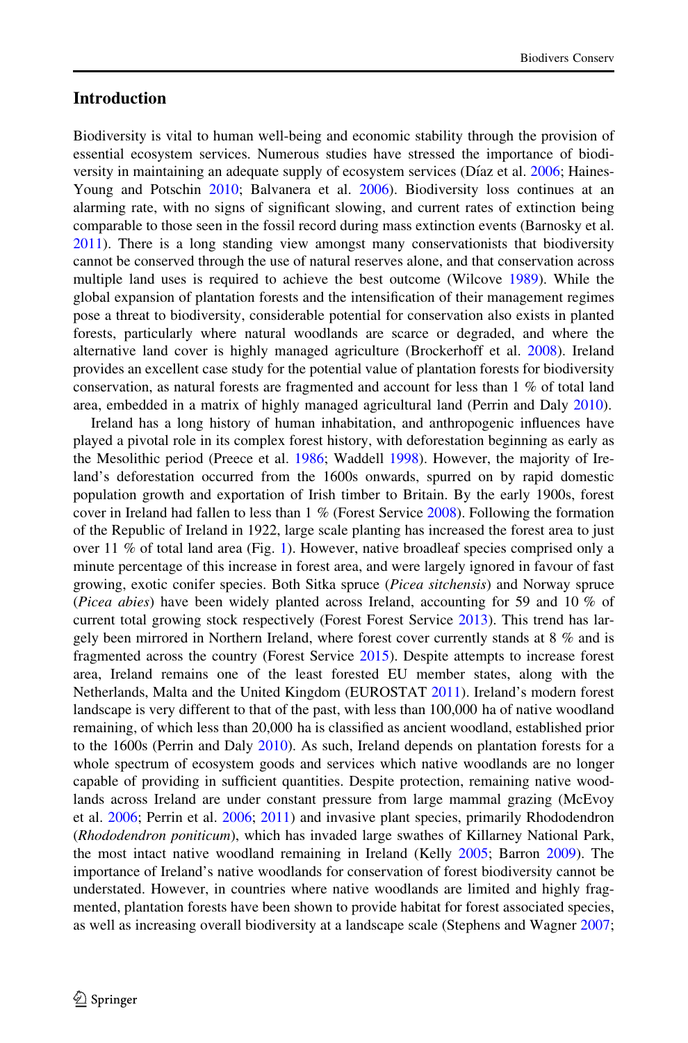## Introduction

Biodiversity is vital to human well-being and economic stability through the provision of essential ecosystem services. Numerous studies have stressed the importance of biodiversity in maintaining an adequate supply of ecosystem services (Díaz et al. 2006; Haines-Young and Potschin 2010; Balvanera et al. 2006). Biodiversity loss continues at an alarming rate, with no signs of significant slowing, and current rates of extinction being comparable to those seen in the fossil record during mass extinction events (Barnosky et al. 2011). There is a long standing view amongst many conservationists that biodiversity cannot be conserved through the use of natural reserves alone, and that conservation across multiple land uses is required to achieve the best outcome (Wilcove 1989). While the global expansion of plantation forests and the intensification of their management regimes pose a threat to biodiversity, considerable potential for conservation also exists in planted forests, particularly where natural woodlands are scarce or degraded, and where the alternative land cover is highly managed agriculture (Brockerhoff et al. 2008). Ireland provides an excellent case study for the potential value of plantation forests for biodiversity conservation, as natural forests are fragmented and account for less than 1 % of total land area, embedded in a matrix of highly managed agricultural land (Perrin and Daly 2010).

Ireland has a long history of human inhabitation, and anthropogenic influences have played a pivotal role in its complex forest history, with deforestation beginning as early as the Mesolithic period (Preece et al. 1986; Waddell 1998). However, the majority of Ireland's deforestation occurred from the 1600s onwards, spurred on by rapid domestic population growth and exportation of Irish timber to Britain. By the early 1900s, forest cover in Ireland had fallen to less than 1 % (Forest Service 2008). Following the formation of the Republic of Ireland in 1922, large scale planting has increased the forest area to just over 11 % of total land area (Fig. 1). However, native broadleaf species comprised only a minute percentage of this increase in forest area, and were largely ignored in favour of fast growing, exotic conifer species. Both Sitka spruce (*Picea sitchensis*) and Norway spruce (*Picea abies*) have been widely planted across Ireland, accounting for 59 and 10 % of current total growing stock respectively (Forest Forest Service 2013). This trend has largely been mirrored in Northern Ireland, where forest cover currently stands at 8 % and is fragmented across the country (Forest Service 2015). Despite attempts to increase forest area, Ireland remains one of the least forested EU member states, along with the Netherlands, Malta and the United Kingdom (EUROSTAT 2011). Ireland's modern forest landscape is very different to that of the past, with less than 100,000 ha of native woodland remaining, of which less than 20,000 ha is classified as ancient woodland, established prior to the 1600s (Perrin and Daly 2010). As such, Ireland depends on plantation forests for a whole spectrum of ecosystem goods and services which native woodlands are no longer capable of providing in sufficient quantities. Despite protection, remaining native woodlands across Ireland are under constant pressure from large mammal grazing (McEvoy et al. 2006; Perrin et al. 2006; 2011) and invasive plant species, primarily Rhododendron (*Rhododendron poniticum*), which has invaded large swathes of Killarney National Park, the most intact native woodland remaining in Ireland (Kelly 2005; Barron 2009). The importance of Ireland's native woodlands for conservation of forest biodiversity cannot be understated. However, in countries where native woodlands are limited and highly fragmented, plantation forests have been shown to provide habitat for forest associated species, as well as increasing overall biodiversity at a landscape scale (Stephens and Wagner 2007;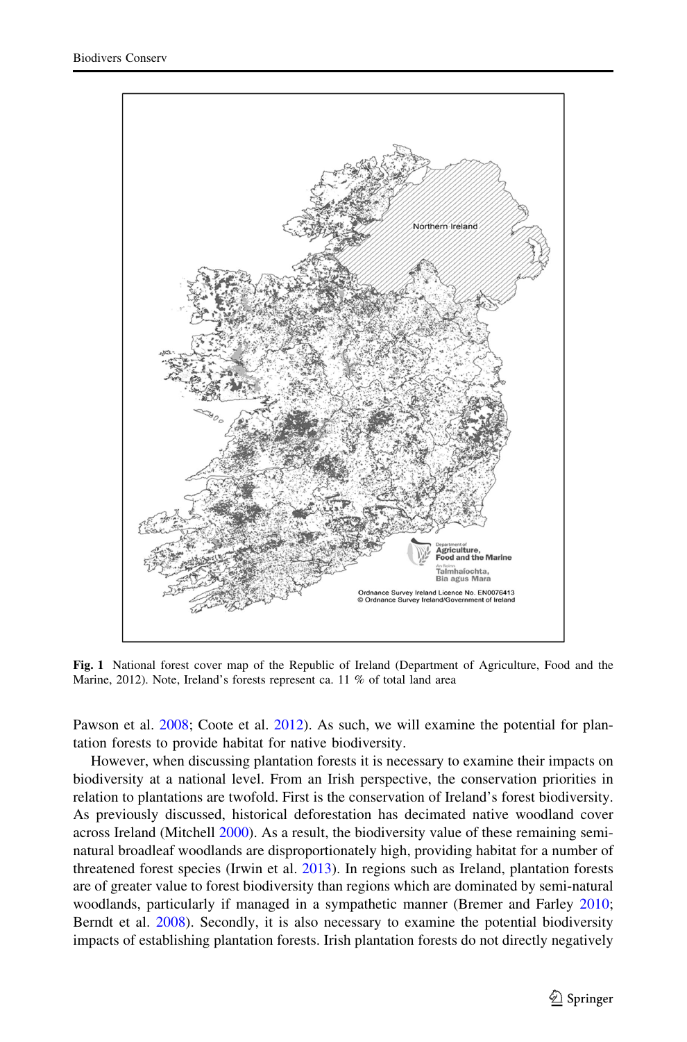Fig. 1 National forest cover map of the Republic of Ireland (Department of Agriculture, Food and the Marine, 2012). Note, Ireland's forests represent ca. 11 % of total land area

Pawson et al. 2008; Coote et al. 2012). As such, we will examine the potential for plantation forests to provide habitat for native biodiversity.

However, when discussing plantation forests it is necessary to examine their impacts on biodiversity at a national level. From an Irish perspective, the conservation priorities in relation to plantations are twofold. First is the conservation of Ireland's forest biodiversity. As previously discussed, historical deforestation has decimated native woodland cover across Ireland (Mitchell 2000). As a result, the biodiversity value of these remaining semi-natural broadleaf woodlands are disproportionately high, providing habitat for a number of threatened forest species (Irwin et al. 2013). In regions such as Ireland, plantation forests are of greater value to forest biodiversity than regions which are dominated by semi-natural woodlands, particularly if managed in a sympathetic manner (Bremer and Farley 2010; Berndt et al. 2008). Secondly, it is also necessary to examine the potential biodiversity impacts of establishing plantation forests. Irish plantation forests do not directly negatively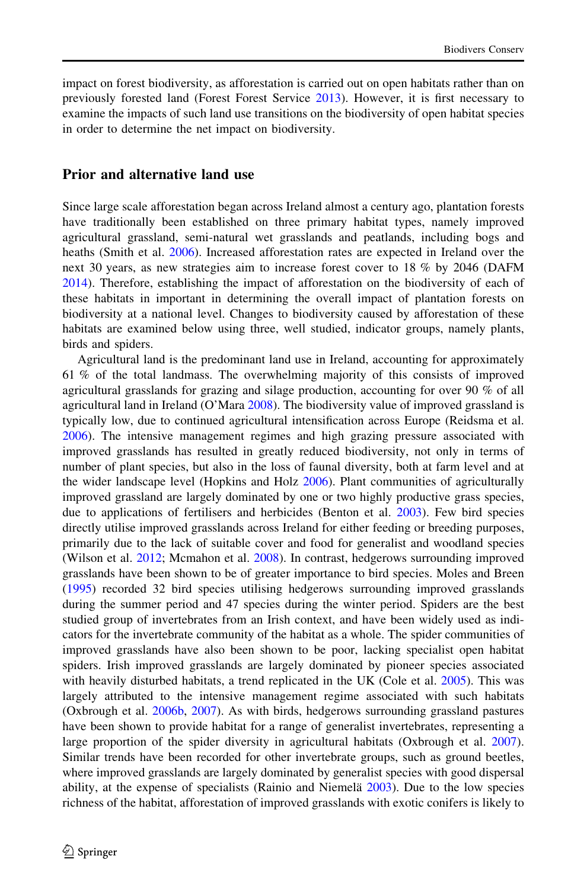impact on forest biodiversity, as afforestation is carried out on open habitats rather than on previously forested land (Forest Forest Service 2013). However, it is first necessary to examine the impacts of such land use transitions on the biodiversity of open habitat species in order to determine the net impact on biodiversity.

## Prior and alternative land use

Since large scale afforestation began across Ireland almost a century ago, plantation forests have traditionally been established on three primary habitat types, namely improved agricultural grassland, semi-natural wet grasslands and peatlands, including bogs and heaths (Smith et al. 2006). Increased afforestation rates are expected in Ireland over the next 30 years, as new strategies aim to increase forest cover to 18 % by 2046 (DAFM 2014). Therefore, establishing the impact of afforestation on the biodiversity of each of these habitats in important in determining the overall impact of plantation forests on biodiversity at a national level. Changes to biodiversity caused by afforestation of these habitats are examined below using three, well studied, indicator groups, namely plants, birds and spiders.

Agricultural land is the predominant land use in Ireland, accounting for approximately 61 % of the total landmass. The overwhelming majority of this consists of improved agricultural grasslands for grazing and silage production, accounting for over 90 % of all agricultural land in Ireland (O'Mara 2008). The biodiversity value of improved grassland is typically low, due to continued agricultural intensification across Europe (Reidsma et al. 2006). The intensive management regimes and high grazing pressure associated with improved grasslands has resulted in greatly reduced biodiversity, not only in terms of number of plant species, but also in the loss of faunal diversity, both at farm level and at the wider landscape level (Hopkins and Holz 2006). Plant communities of agriculturally improved grassland are largely dominated by one or two highly productive grass species, due to applications of fertilisers and herbicides (Benton et al. 2003). Few bird species directly utilise improved grasslands across Ireland for either feeding or breeding purposes, primarily due to the lack of suitable cover and food for generalist and woodland species (Wilson et al. 2012; Mcmahon et al. 2008). In contrast, hedgerows surrounding improved grasslands have been shown to be of greater importance to bird species. Moles and Breen (1995) recorded 32 bird species utilising hedgerows surrounding improved grasslands during the summer period and 47 species during the winter period. Spiders are the best studied group of invertebrates from an Irish context, and have been widely used as indicators for the invertebrate community of the habitat as a whole. The spider communities of improved grasslands have also been shown to be poor, lacking specialist open habitat spiders. Irish improved grasslands are largely dominated by pioneer species associated with heavily disturbed habitats, a trend replicated in the UK (Cole et al. 2005). This was largely attributed to the intensive management regime associated with such habitats (Oxbrough et al. 2006b, 2007). As with birds, hedgerows surrounding grassland pastures have been shown to provide habitat for a range of generalist invertebrates, representing a large proportion of the spider diversity in agricultural habitats (Oxbrough et al. 2007). Similar trends have been recorded for other invertebrate groups, such as ground beetles, where improved grasslands are largely dominated by generalist species with good dispersal ability, at the expense of specialists (Rainio and Niemelä 2003). Due to the low species richness of the habitat, afforestation of improved grasslands with exotic conifers is likely to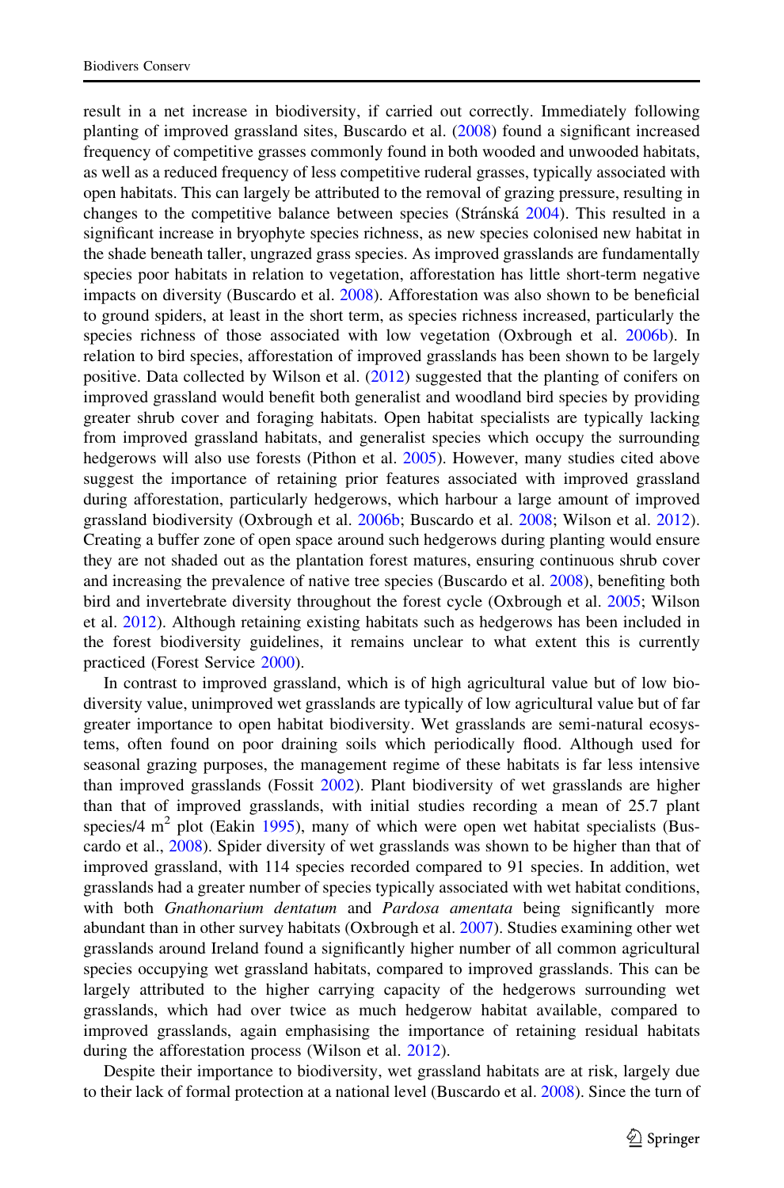result in a net increase in biodiversity, if carried out correctly. Immediately following planting of improved grassland sites, Buscardo et al. (2008) found a significant increased frequency of competitive grasses commonly found in both wooded and unwooded habitats, as well as a reduced frequency of less competitive ruderal grasses, typically associated with open habitats. This can largely be attributed to the removal of grazing pressure, resulting in changes to the competitive balance between species (Stránská 2004). This resulted in a significant increase in bryophyte species richness, as new species colonised new habitat in the shade beneath taller, ungrazed grass species. As improved grasslands are fundamentally species poor habitats in relation to vegetation, afforestation has little short-term negative impacts on diversity (Buscardo et al. 2008). Afforestation was also shown to be beneficial to ground spiders, at least in the short term, as species richness increased, particularly the species richness of those associated with low vegetation (Oxbrough et al. 2006b). In relation to bird species, afforestation of improved grasslands has been shown to be largely positive. Data collected by Wilson et al. (2012) suggested that the planting of conifers on improved grassland would benefit both generalist and woodland bird species by providing greater shrub cover and foraging habitats. Open habitat specialists are typically lacking from improved grassland habitats, and generalist species which occupy the surrounding hedgerows will also use forests (Pithon et al. 2005). However, many studies cited above suggest the importance of retaining prior features associated with improved grassland during afforestation, particularly hedgerows, which harbour a large amount of improved grassland biodiversity (Oxbrough et al. 2006b; Buscardo et al. 2008; Wilson et al. 2012). Creating a buffer zone of open space around such hedgerows during planting would ensure they are not shaded out as the plantation forest matures, ensuring continuous shrub cover and increasing the prevalence of native tree species (Buscardo et al. 2008), benefiting both bird and invertebrate diversity throughout the forest cycle (Oxbrough et al. 2005; Wilson et al. 2012). Although retaining existing habitats such as hedgerows has been included in the forest biodiversity guidelines, it remains unclear to what extent this is currently practiced (Forest Service 2000).

In contrast to improved grassland, which is of high agricultural value but of low biodiversity value, unimproved wet grasslands are typically of low agricultural value but of far greater importance to open habitat biodiversity. Wet grasslands are semi-natural ecosystems, often found on poor draining soils which periodically flood. Although used for seasonal grazing purposes, the management regime of these habitats is far less intensive than improved grasslands (Fossit 2002). Plant biodiversity of wet grasslands are higher than that of improved grasslands, with initial studies recording a mean of 25.7 plant species/4 $m^2$ plot (Eakin 1995), many of which were open wet habitat specialists (Buscardo et al., 2008). Spider diversity of wet grasslands was shown to be higher than that of improved grassland, with 114 species recorded compared to 91 species. In addition, wet grasslands had a greater number of species typically associated with wet habitat conditions, with both *Gnathonarium dentatum* and *Pardosa amentata* being significantly more abundant than in other survey habitats (Oxbrough et al. 2007). Studies examining other wet grasslands around Ireland found a significantly higher number of all common agricultural species occupying wet grassland habitats, compared to improved grasslands. This can be largely attributed to the higher carrying capacity of the hedgerows surrounding wet grasslands, which had over twice as much hedgerow habitat available, compared to improved grasslands, again emphasising the importance of retaining residual habitats during the afforestation process (Wilson et al. 2012).

Despite their importance to biodiversity, wet grassland habitats are at risk, largely due to their lack of formal protection at a national level (Buscardo et al. 2008). Since the turn of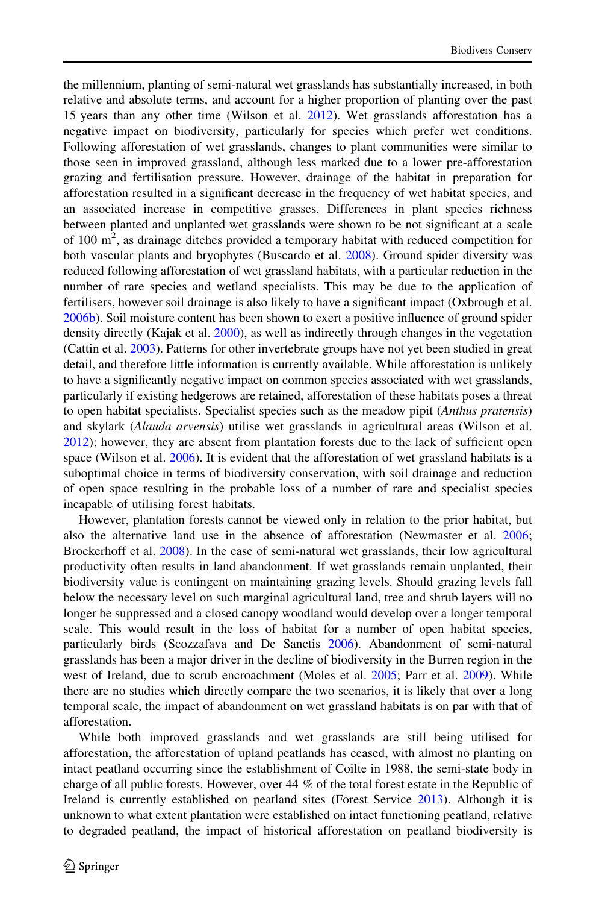the millennium, planting of semi-natural wet grasslands has substantially increased, in both relative and absolute terms, and account for a higher proportion of planting over the past 15 years than any other time (Wilson et al. 2012). Wet grasslands afforestation has a negative impact on biodiversity, particularly for species which prefer wet conditions. Following afforestation of wet grasslands, changes to plant communities were similar to those seen in improved grassland, although less marked due to a lower pre-afforestation grazing and fertilisation pressure. However, drainage of the habitat in preparation for afforestation resulted in a significant decrease in the frequency of wet habitat species, and an associated increase in competitive grasses. Differences in plant species richness between planted and unplanted wet grasslands were shown to be not significant at a scale of 100 $m^2$, as drainage ditches provided a temporary habitat with reduced competition for both vascular plants and bryophytes (Buscardo et al. 2008). Ground spider diversity was reduced following afforestation of wet grassland habitats, with a particular reduction in the number of rare species and wetland specialists. This may be due to the application of fertilisers, however soil drainage is also likely to have a significant impact (Oxbrough et al. 2006b). Soil moisture content has been shown to exert a positive influence of ground spider density directly (Kajak et al. 2000), as well as indirectly through changes in the vegetation (Cattin et al. 2003). Patterns for other invertebrate groups have not yet been studied in great detail, and therefore little information is currently available. While afforestation is unlikely to have a significantly negative impact on common species associated with wet grasslands, particularly if existing hedgerows are retained, afforestation of these habitats poses a threat to open habitat specialists. Specialist species such as the meadow pipit (*Anthus pratensis*) and skylark (*Alauda arvensis*) utilise wet grasslands in agricultural areas (Wilson et al. 2012); however, they are absent from plantation forests due to the lack of sufficient open space (Wilson et al. 2006). It is evident that the afforestation of wet grassland habitats is a suboptimal choice in terms of biodiversity conservation, with soil drainage and reduction of open space resulting in the probable loss of a number of rare and specialist species incapable of utilising forest habitats.

However, plantation forests cannot be viewed only in relation to the prior habitat, but also the alternative land use in the absence of afforestation (Newmaster et al. 2006; Brockerhoff et al. 2008). In the case of semi-natural wet grasslands, their low agricultural productivity often results in land abandonment. If wet grasslands remain unplanted, their biodiversity value is contingent on maintaining grazing levels. Should grazing levels fall below the necessary level on such marginal agricultural land, tree and shrub layers will no longer be suppressed and a closed canopy woodland would develop over a longer temporal scale. This would result in the loss of habitat for a number of open habitat species, particularly birds (Scozzafava and De Sanctis 2006). Abandonment of semi-natural grasslands has been a major driver in the decline of biodiversity in the Burren region in the west of Ireland, due to scrub encroachment (Moles et al. 2005; Parr et al. 2009). While there are no studies which directly compare the two scenarios, it is likely that over a long temporal scale, the impact of abandonment on wet grassland habitats is on par with that of afforestation.

While both improved grasslands and wet grasslands are still being utilised for afforestation, the afforestation of upland peatlands has ceased, with almost no planting on intact peatland occurring since the establishment of Coilte in 1988, the semi-state body in charge of all public forests. However, over 44 % of the total forest estate in the Republic of Ireland is currently established on peatland sites (Forest Service 2013). Although it is unknown to what extent plantation were established on intact functioning peatland, relative to degraded peatland, the impact of historical afforestation on peatland biodiversity is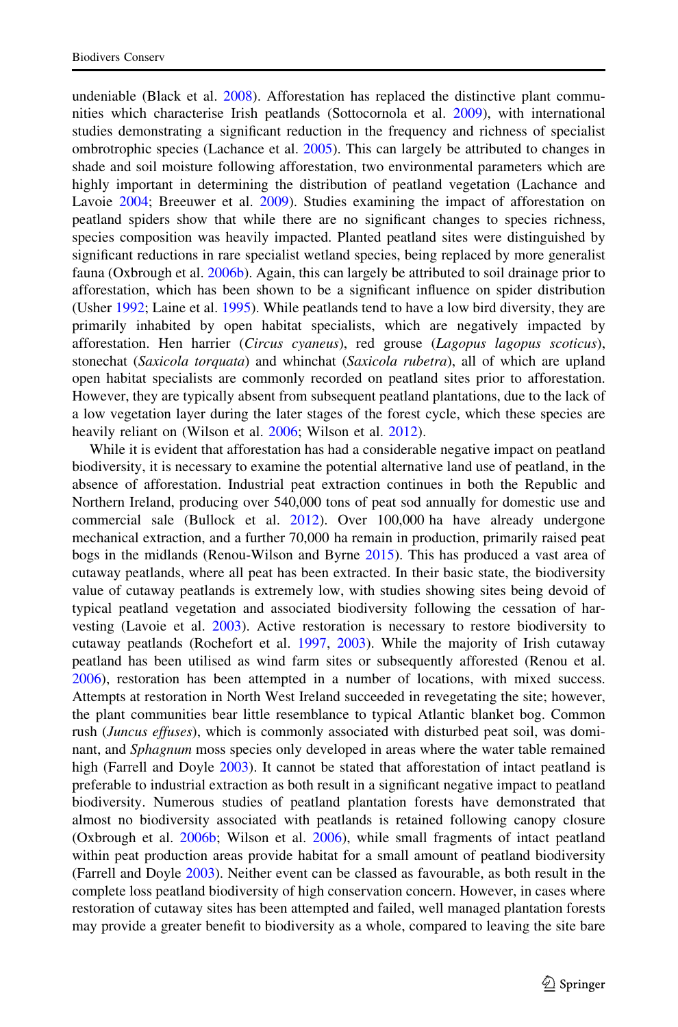undeniable (Black et al. 2008). Afforestation has replaced the distinctive plant communities which characterise Irish peatlands (Sottocornola et al. 2009), with international studies demonstrating a significant reduction in the frequency and richness of specialist ombrotrophic species (Lachance et al. 2005). This can largely be attributed to changes in shade and soil moisture following afforestation, two environmental parameters which are highly important in determining the distribution of peatland vegetation (Lachance and Lavoie 2004; Breeuwer et al. 2009). Studies examining the impact of afforestation on peatland spiders show that while there are no significant changes to species richness, species composition was heavily impacted. Planted peatland sites were distinguished by significant reductions in rare specialist wetland species, being replaced by more generalist fauna (Oxbrough et al. 2006b). Again, this can largely be attributed to soil drainage prior to afforestation, which has been shown to be a significant influence on spider distribution (Usher 1992; Laine et al. 1995). While peatlands tend to have a low bird diversity, they are primarily inhabited by open habitat specialists, which are negatively impacted by afforestation. Hen harrier (*Circus cyaneus*), red grouse (*Lagopus lagopus scoticus*), stonechat (*Saxicola torquata*) and whinchat (*Saxicola rubetra*), all of which are upland open habitat specialists are commonly recorded on peatland sites prior to afforestation. However, they are typically absent from subsequent peatland plantations, due to the lack of a low vegetation layer during the later stages of the forest cycle, which these species are heavily reliant on (Wilson et al. 2006; Wilson et al. 2012).

While it is evident that afforestation has had a considerable negative impact on peatland biodiversity, it is necessary to examine the potential alternative land use of peatland, in the absence of afforestation. Industrial peat extraction continues in both the Republic and Northern Ireland, producing over 540,000 tons of peat sod annually for domestic use and commercial sale (Bullock et al. 2012). Over 100,000 ha have already undergone mechanical extraction, and a further 70,000 ha remain in production, primarily raised peat bogs in the midlands (Renou-Wilson and Byrne 2015). This has produced a vast area of cutaway peatlands, where all peat has been extracted. In their basic state, the biodiversity value of cutaway peatlands is extremely low, with studies showing sites being devoid of typical peatland vegetation and associated biodiversity following the cessation of harvesting (Lavoie et al. 2003). Active restoration is necessary to restore biodiversity to cutaway peatlands (Rochefort et al. 1997, 2003). While the majority of Irish cutaway peatland has been utilised as wind farm sites or subsequently afforested (Renou et al. 2006), restoration has been attempted in a number of locations, with mixed success. Attempts at restoration in North West Ireland succeeded in revegetating the site; however, the plant communities bear little resemblance to typical Atlantic blanket bog. Common rush (*Juncus effuses*), which is commonly associated with disturbed peat soil, was dominant, and *Sphagnum* moss species only developed in areas where the water table remained high (Farrell and Doyle 2003). It cannot be stated that afforestation of intact peatland is preferable to industrial extraction as both result in a significant negative impact to peatland biodiversity. Numerous studies of peatland plantation forests have demonstrated that almost no biodiversity associated with peatlands is retained following canopy closure (Oxbrough et al. 2006b; Wilson et al. 2006), while small fragments of intact peatland within peat production areas provide habitat for a small amount of peatland biodiversity (Farrell and Doyle 2003). Neither event can be classed as favourable, as both result in the complete loss peatland biodiversity of high conservation concern. However, in cases where restoration of cutaway sites has been attempted and failed, well managed plantation forests may provide a greater benefit to biodiversity as a whole, compared to leaving the site bare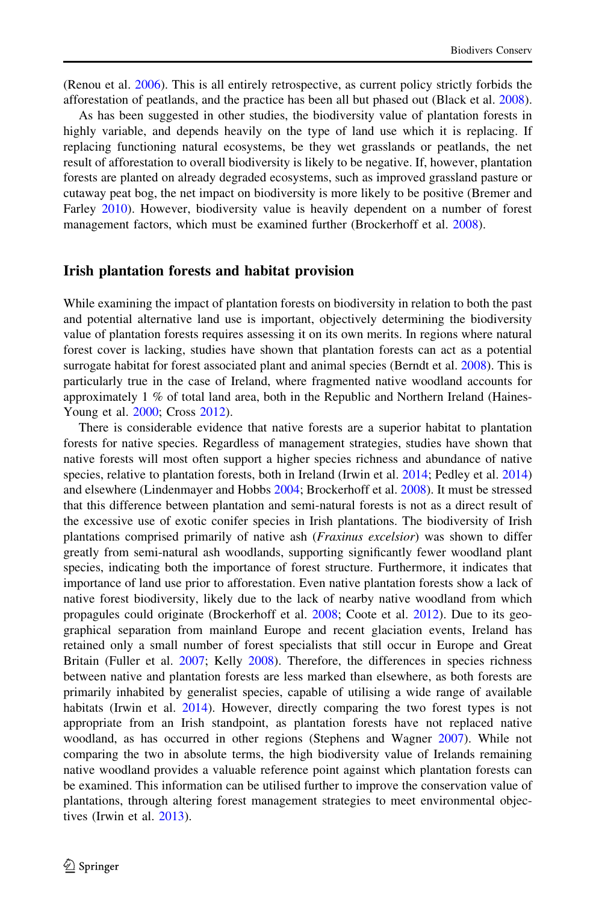(Renou et al. 2006). This is all entirely retrospective, as current policy strictly forbids the afforestation of peatlands, and the practice has been all but phased out (Black et al. 2008).

As has been suggested in other studies, the biodiversity value of plantation forests in highly variable, and depends heavily on the type of land use which it is replacing. If replacing functioning natural ecosystems, be they wet grasslands or peatlands, the net result of afforestation to overall biodiversity is likely to be negative. If, however, plantation forests are planted on already degraded ecosystems, such as improved grassland pasture or cutaway peat bog, the net impact on biodiversity is more likely to be positive (Bremer and Farley 2010). However, biodiversity value is heavily dependent on a number of forest management factors, which must be examined further (Brockerhoff et al. 2008).

## Irish plantation forests and habitat provision

While examining the impact of plantation forests on biodiversity in relation to both the past and potential alternative land use is important, objectively determining the biodiversity value of plantation forests requires assessing it on its own merits. In regions where natural forest cover is lacking, studies have shown that plantation forests can act as a potential surrogate habitat for forest associated plant and animal species (Berndt et al. 2008). This is particularly true in the case of Ireland, where fragmented native woodland accounts for approximately 1 % of total land area, both in the Republic and Northern Ireland (Haines-Young et al. 2000; Cross 2012).

There is considerable evidence that native forests are a superior habitat to plantation forests for native species. Regardless of management strategies, studies have shown that native forests will most often support a higher species richness and abundance of native species, relative to plantation forests, both in Ireland (Irwin et al. 2014; Pedley et al. 2014) and elsewhere (Lindenmayer and Hobbs 2004; Brockerhoff et al. 2008). It must be stressed that this difference between plantation and semi-natural forests is not as a direct result of the excessive use of exotic conifer species in Irish plantations. The biodiversity of Irish plantations comprised primarily of native ash (*Fraxinus excelsior*) was shown to differ greatly from semi-natural ash woodlands, supporting significantly fewer woodland plant species, indicating both the importance of forest structure. Furthermore, it indicates that importance of land use prior to afforestation. Even native plantation forests show a lack of native forest biodiversity, likely due to the lack of nearby native woodland from which propagules could originate (Brockerhoff et al. 2008; Coote et al. 2012). Due to its geographical separation from mainland Europe and recent glaciation events, Ireland has retained only a small number of forest specialists that still occur in Europe and Great Britain (Fuller et al. 2007; Kelly 2008). Therefore, the differences in species richness between native and plantation forests are less marked than elsewhere, as both forests are primarily inhabited by generalist species, capable of utilising a wide range of available habitats (Irwin et al. 2014). However, directly comparing the two forest types is not appropriate from an Irish standpoint, as plantation forests have not replaced native woodland, as has occurred in other regions (Stephens and Wagner 2007). While not comparing the two in absolute terms, the high biodiversity value of Irelands remaining native woodland provides a valuable reference point against which plantation forests can be examined. This information can be utilised further to improve the conservation value of plantations, through altering forest management strategies to meet environmental objectives (Irwin et al. 2013).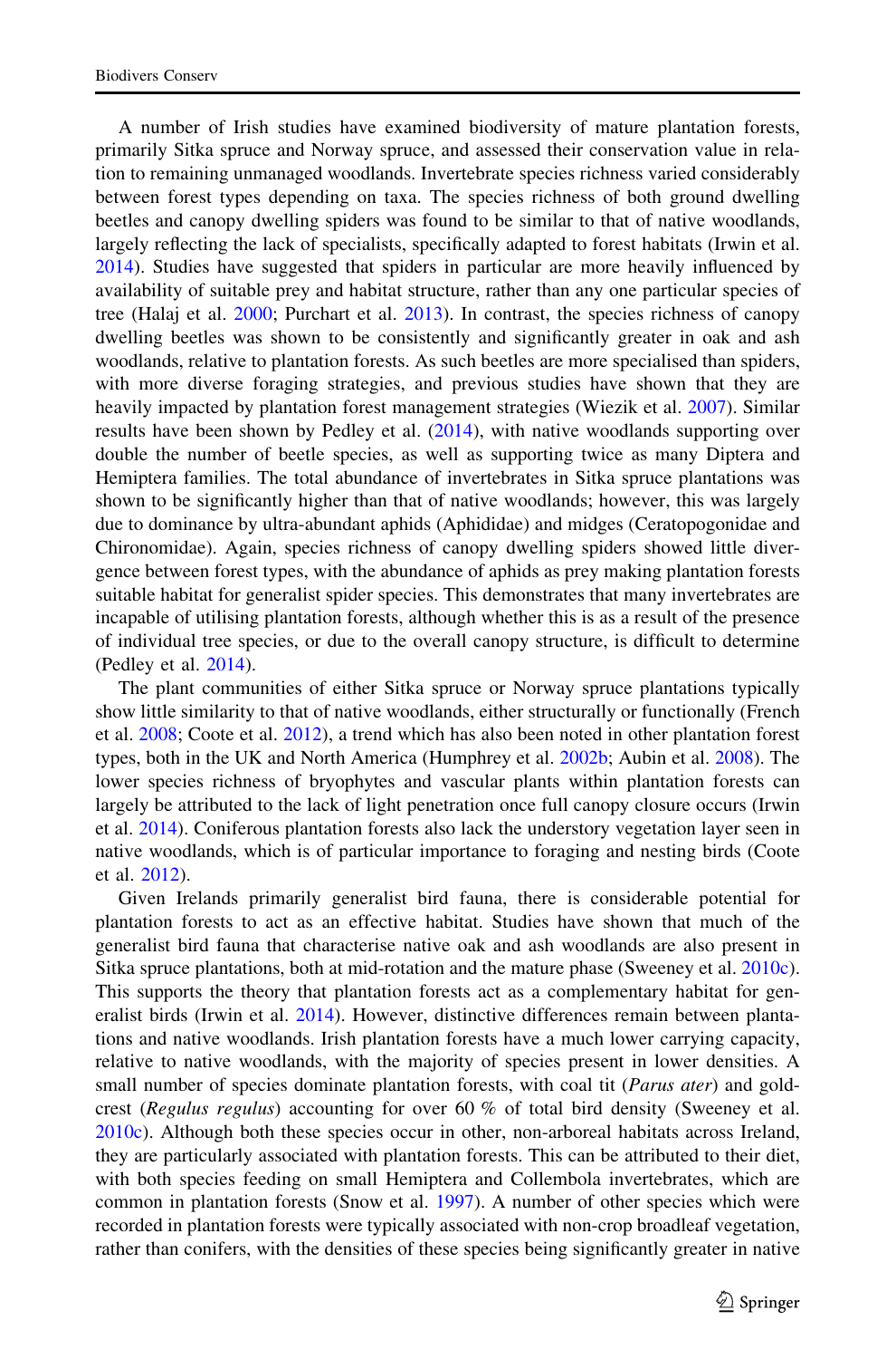A number of Irish studies have examined biodiversity of mature plantation forests, primarily Sitka spruce and Norway spruce, and assessed their conservation value in relation to remaining unmanaged woodlands. Invertebrate species richness varied considerably between forest types depending on taxa. The species richness of both ground dwelling beetles and canopy dwelling spiders was found to be similar to that of native woodlands, largely reflecting the lack of specialists, specifically adapted to forest habitats (Irwin et al. 2014). Studies have suggested that spiders in particular are more heavily influenced by availability of suitable prey and habitat structure, rather than any one particular species of tree (Halaj et al. 2000; Purchart et al. 2013). In contrast, the species richness of canopy dwelling beetles was shown to be consistently and significantly greater in oak and ash woodlands, relative to plantation forests. As such beetles are more specialised than spiders, with more diverse foraging strategies, and previous studies have shown that they are heavily impacted by plantation forest management strategies (Wiezik et al. 2007). Similar results have been shown by Pedley et al. (2014), with native woodlands supporting over double the number of beetle species, as well as supporting twice as many Diptera and Hemiptera families. The total abundance of invertebrates in Sitka spruce plantations was shown to be significantly higher than that of native woodlands; however, this was largely due to dominance by ultra-abundant aphids (Aphididae) and midges (Ceratopogonidae and Chironomidae). Again, species richness of canopy dwelling spiders showed little divergence between forest types, with the abundance of aphids as prey making plantation forests suitable habitat for generalist spider species. This demonstrates that many invertebrates are incapable of utilising plantation forests, although whether this is as a result of the presence of individual tree species, or due to the overall canopy structure, is difficult to determine (Pedley et al. 2014).

The plant communities of either Sitka spruce or Norway spruce plantations typically show little similarity to that of native woodlands, either structurally or functionally (French et al. 2008; Coote et al. 2012), a trend which has also been noted in other plantation forest types, both in the UK and North America (Humphrey et al. 2002b; Aubin et al. 2008). The lower species richness of bryophytes and vascular plants within plantation forests can largely be attributed to the lack of light penetration once full canopy closure occurs (Irwin et al. 2014). Coniferous plantation forests also lack the understory vegetation layer seen in native woodlands, which is of particular importance to foraging and nesting birds (Coote et al. 2012).

Given Irelands primarily generalist bird fauna, there is considerable potential for plantation forests to act as an effective habitat. Studies have shown that much of the generalist bird fauna that characterise native oak and ash woodlands are also present in Sitka spruce plantations, both at mid-rotation and the mature phase (Sweeney et al. 2010c). This supports the theory that plantation forests act as a complementary habitat for generalist birds (Irwin et al. 2014). However, distinctive differences remain between plantations and native woodlands. Irish plantation forests have a much lower carrying capacity, relative to native woodlands, with the majority of species present in lower densities. A small number of species dominate plantation forests, with coal tit (*Parus ater*) and goldcrest (*Regulus regulus*) accounting for over 60 % of total bird density (Sweeney et al. 2010c). Although both these species occur in other, non-arboreal habitats across Ireland, they are particularly associated with plantation forests. This can be attributed to their diet, with both species feeding on small Hemiptera and Collembola invertebrates, which are common in plantation forests (Snow et al. 1997). A number of other species which were recorded in plantation forests were typically associated with non-crop broadleaf vegetation, rather than conifers, with the densities of these species being significantly greater in native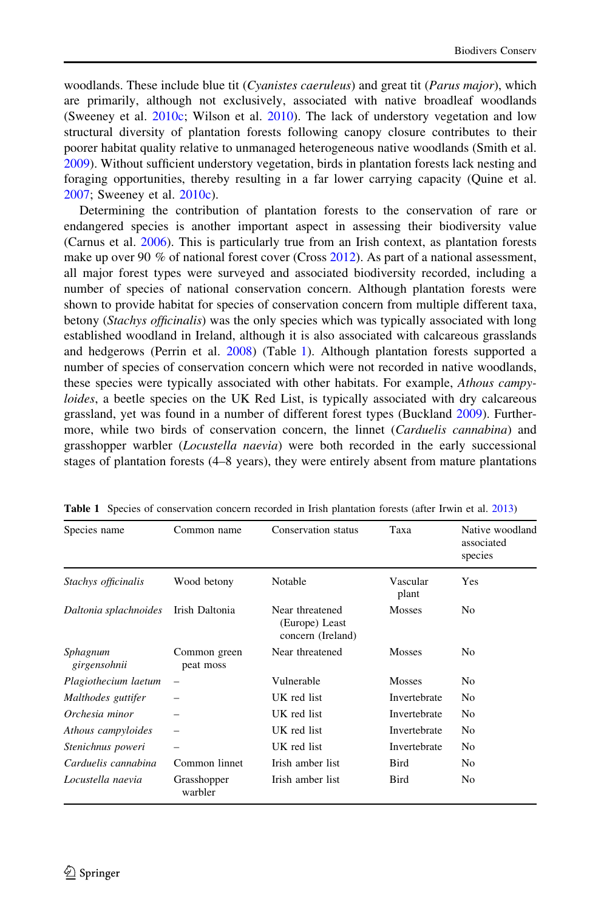woodlands. These include blue tit (*Cyanistes caeruleus*) and great tit (*Parus major*), which are primarily, although not exclusively, associated with native broadleaf woodlands (Sweeney et al. 2010c; Wilson et al. 2010). The lack of understory vegetation and low structural diversity of plantation forests following canopy closure contributes to their poorer habitat quality relative to unmanaged heterogeneous native woodlands (Smith et al. 2009). Without sufficient understory vegetation, birds in plantation forests lack nesting and foraging opportunities, thereby resulting in a far lower carrying capacity (Quine et al. 2007; Sweeney et al. 2010c).

Determining the contribution of plantation forests to the conservation of rare or endangered species is another important aspect in assessing their biodiversity value (Carnus et al. 2006). This is particularly true from an Irish context, as plantation forests make up over 90 % of national forest cover (Cross 2012). As part of a national assessment, all major forest types were surveyed and associated biodiversity recorded, including a number of species of national conservation concern. Although plantation forests were shown to provide habitat for species of conservation concern from multiple different taxa, betony (*Stachys officinalis*) was the only species which was typically associated with long established woodland in Ireland, although it is also associated with calcareous grasslands and hedgerows (Perrin et al. 2008) (Table 1). Although plantation forests supported a number of species of conservation concern which were not recorded in native woodlands, these species were typically associated with other habitats. For example, *Athous campyloides*, a beetle species on the UK Red List, is typically associated with dry calcareous grassland, yet was found in a number of different forest types (Buckland 2009). Furthermore, while two birds of conservation concern, the linnet (*Carduelis cannabina*) and grasshopper warbler (*Locustella naevia*) were both recorded in the early successional stages of plantation forests (4–8 years), they were entirely absent from mature plantations

**Table 1** Species of conservation concern recorded in Irish plantation forests (after Irwin et al. 2013)

| Species name | Common name | Conservation status | Taxa | Native woodland associated species |
|---|---|---|---|---|
| *Stachys officinalis* | Wood betony | Notable | Vascular plant | Yes |
| *Daltonia splachnoides* | Irish Daltonia | Near threatened (Europe) Least concern (Ireland) | Mosses | No |
| *Sphagnum girgensohnii* | Common green peat moss | Near threatened | Mosses | No |
| *Plagiothecium laetum* | – | Vulnerable | Mosses | No |
| *Malthodes guttifer* | – | UK red list | Invertebrate | No |
| *Orchesia minor* | – | UK red list | Invertebrate | No |
| *Athous campyloides* | – | UK red list | Invertebrate | No |
| *Stenichnus poweri* | – | UK red list | Invertebrate | No |
| *Carduelis cannabina* | Common linnet | Irish amber list | Bird | No |
| *Locustella naevia* | Grasshopper warbler | Irish amber list | Bird | No |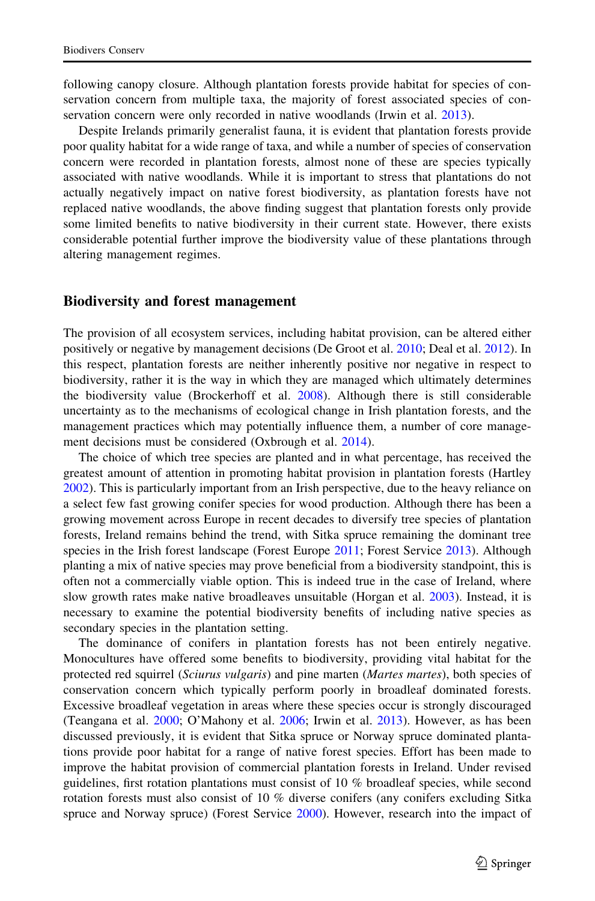following canopy closure. Although plantation forests provide habitat for species of conservation concern from multiple taxa, the majority of forest associated species of conservation concern were only recorded in native woodlands (Irwin et al. 2013).

Despite Irelands primarily generalist fauna, it is evident that plantation forests provide poor quality habitat for a wide range of taxa, and while a number of species of conservation concern were recorded in plantation forests, almost none of these are species typically associated with native woodlands. While it is important to stress that plantations do not actually negatively impact on native forest biodiversity, as plantation forests have not replaced native woodlands, the above finding suggest that plantation forests only provide some limited benefits to native biodiversity in their current state. However, there exists considerable potential further improve the biodiversity value of these plantations through altering management regimes.

## Biodiversity and forest management

The provision of all ecosystem services, including habitat provision, can be altered either positively or negative by management decisions (De Groot et al. 2010; Deal et al. 2012). In this respect, plantation forests are neither inherently positive nor negative in respect to biodiversity, rather it is the way in which they are managed which ultimately determines the biodiversity value (Brockerhoff et al. 2008). Although there is still considerable uncertainty as to the mechanisms of ecological change in Irish plantation forests, and the management practices which may potentially influence them, a number of core management decisions must be considered (Oxbrough et al. 2014).

The choice of which tree species are planted and in what percentage, has received the greatest amount of attention in promoting habitat provision in plantation forests (Hartley 2002). This is particularly important from an Irish perspective, due to the heavy reliance on a select few fast growing conifer species for wood production. Although there has been a growing movement across Europe in recent decades to diversify tree species of plantation forests, Ireland remains behind the trend, with Sitka spruce remaining the dominant tree species in the Irish forest landscape (Forest Europe 2011; Forest Service 2013). Although planting a mix of native species may prove beneficial from a biodiversity standpoint, this is often not a commercially viable option. This is indeed true in the case of Ireland, where slow growth rates make native broadleaves unsuitable (Horgan et al. 2003). Instead, it is necessary to examine the potential biodiversity benefits of including native species as secondary species in the plantation setting.

The dominance of conifers in plantation forests has not been entirely negative. Monocultures have offered some benefits to biodiversity, providing vital habitat for the protected red squirrel (*Sciurus vulgaris*) and pine marten (*Martes martes*), both species of conservation concern which typically perform poorly in broadleaf dominated forests. Excessive broadleaf vegetation in areas where these species occur is strongly discouraged (Teangana et al. 2000; O'Mahony et al. 2006; Irwin et al. 2013). However, as has been discussed previously, it is evident that Sitka spruce or Norway spruce dominated plantations provide poor habitat for a range of native forest species. Effort has been made to improve the habitat provision of commercial plantation forests in Ireland. Under revised guidelines, first rotation plantations must consist of 10 % broadleaf species, while second rotation forests must also consist of 10 % diverse conifers (any conifers excluding Sitka spruce and Norway spruce) (Forest Service 2000). However, research into the impact of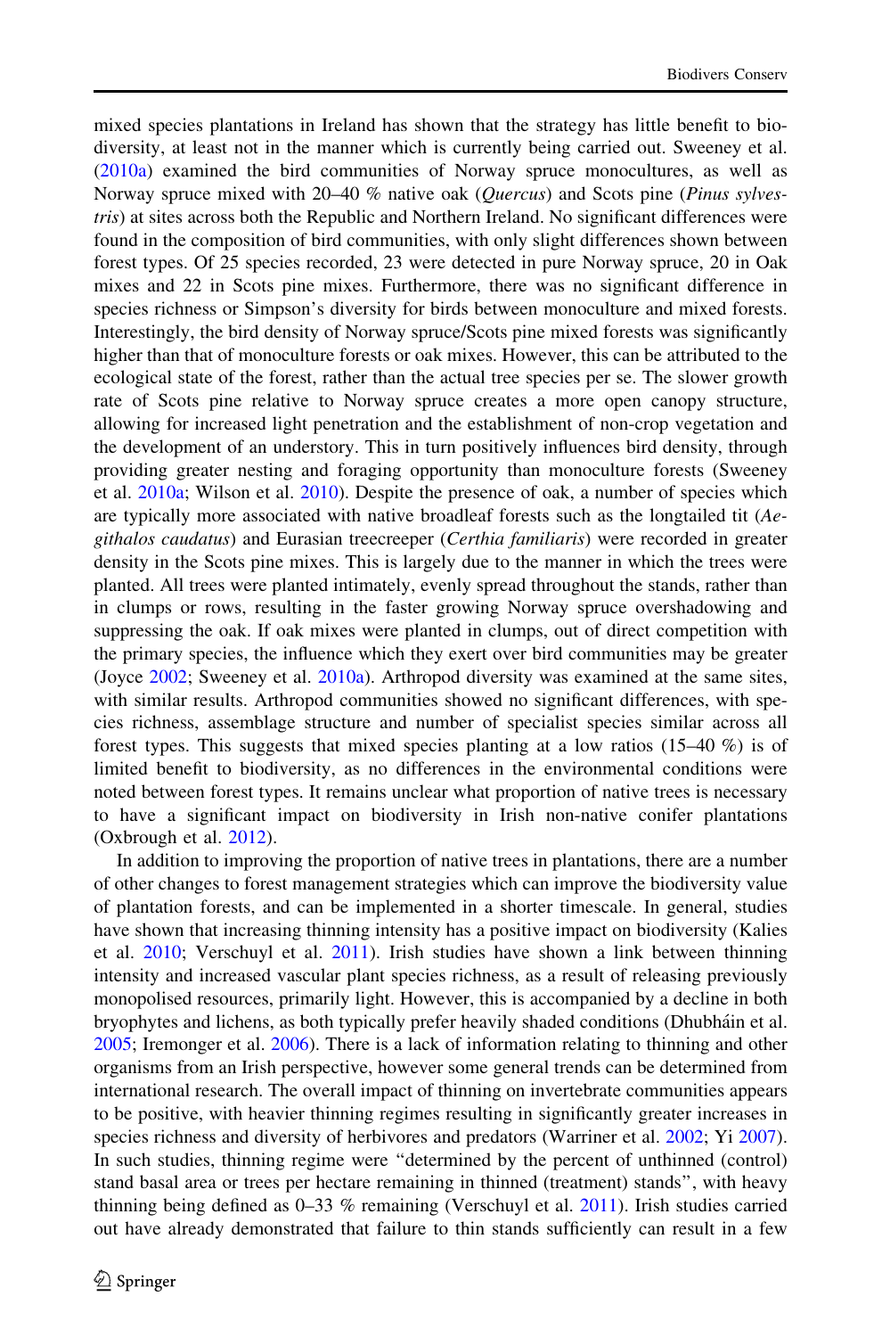mixed species plantations in Ireland has shown that the strategy has little benefit to biodiversity, at least not in the manner which is currently being carried out. Sweeney et al. (2010a) examined the bird communities of Norway spruce monocultures, as well as Norway spruce mixed with 20–40 % native oak (*Quercus*) and Scots pine (*Pinus sylvestris*) at sites across both the Republic and Northern Ireland. No significant differences were found in the composition of bird communities, with only slight differences shown between forest types. Of 25 species recorded, 23 were detected in pure Norway spruce, 20 in Oak mixes and 22 in Scots pine mixes. Furthermore, there was no significant difference in species richness or Simpson's diversity for birds between monoculture and mixed forests. Interestingly, the bird density of Norway spruce/Scots pine mixed forests was significantly higher than that of monoculture forests or oak mixes. However, this can be attributed to the ecological state of the forest, rather than the actual tree species per se. The slower growth rate of Scots pine relative to Norway spruce creates a more open canopy structure, allowing for increased light penetration and the establishment of non-crop vegetation and the development of an understory. This in turn positively influences bird density, through providing greater nesting and foraging opportunity than monoculture forests (Sweeney et al. 2010a; Wilson et al. 2010). Despite the presence of oak, a number of species which are typically more associated with native broadleaf forests such as the longtailed tit (*Aegithalos caudatus*) and Eurasian treecreeper (*Certhia familiaris*) were recorded in greater density in the Scots pine mixes. This is largely due to the manner in which the trees were planted. All trees were planted intimately, evenly spread throughout the stands, rather than in clumps or rows, resulting in the faster growing Norway spruce overshadowing and suppressing the oak. If oak mixes were planted in clumps, out of direct competition with the primary species, the influence which they exert over bird communities may be greater (Joyce 2002; Sweeney et al. 2010a). Arthropod diversity was examined at the same sites, with similar results. Arthropod communities showed no significant differences, with species richness, assemblage structure and number of specialist species similar across all forest types. This suggests that mixed species planting at a low ratios (15–40 %) is of limited benefit to biodiversity, as no differences in the environmental conditions were noted between forest types. It remains unclear what proportion of native trees is necessary to have a significant impact on biodiversity in Irish non-native conifer plantations (Oxbrough et al. 2012).

In addition to improving the proportion of native trees in plantations, there are a number of other changes to forest management strategies which can improve the biodiversity value of plantation forests, and can be implemented in a shorter timescale. In general, studies have shown that increasing thinning intensity has a positive impact on biodiversity (Kalies et al. 2010; Verschuyl et al. 2011). Irish studies have shown a link between thinning intensity and increased vascular plant species richness, as a result of releasing previously monopolised resources, primarily light. However, this is accompanied by a decline in both bryophytes and lichens, as both typically prefer heavily shaded conditions (Dhubháin et al. 2005; Iremonger et al. 2006). There is a lack of information relating to thinning and other organisms from an Irish perspective, however some general trends can be determined from international research. The overall impact of thinning on invertebrate communities appears to be positive, with heavier thinning regimes resulting in significantly greater increases in species richness and diversity of herbivores and predators (Warriner et al. 2002; Yi 2007). In such studies, thinning regime were "determined by the percent of unthinned (control) stand basal area or trees per hectare remaining in thinned (treatment) stands", with heavy thinning being defined as 0–33 % remaining (Verschuyl et al. 2011). Irish studies carried out have already demonstrated that failure to thin stands sufficiently can result in a few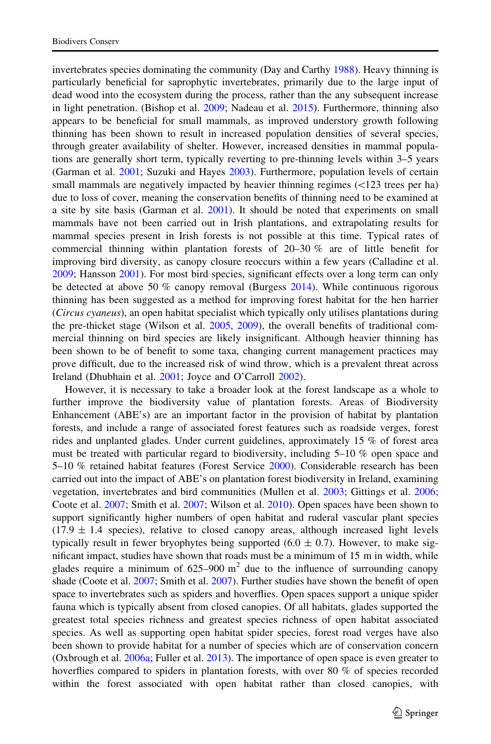invertebrates species dominating the community (Day and Carthy 1988). Heavy thinning is particularly beneficial for saprophytic invertebrates, primarily due to the large input of dead wood into the ecosystem during the process, rather than the any subsequent increase in light penetration. (Bishop et al. 2009; Nadeau et al. 2015). Furthermore, thinning also appears to be beneficial for small mammals, as improved understory growth following thinning has been shown to result in increased population densities of several species, through greater availability of shelter. However, increased densities in mammal populations are generally short term, typically reverting to pre-thinning levels within 3–5 years (Garman et al. 2001; Suzuki and Hayes 2003). Furthermore, population levels of certain small mammals are negatively impacted by heavier thinning regimes (<123 trees per ha) due to loss of cover, meaning the conservation benefits of thinning need to be examined at a site by site basis (Garman et al. 2001). It should be noted that experiments on small mammals have not been carried out in Irish plantations, and extrapolating results for mammal species present in Irish forests is not possible at this time. Typical rates of commercial thinning within plantation forests of 20–30 % are of little benefit for improving bird diversity, as canopy closure reoccurs within a few years (Calladine et al. 2009; Hansson 2001). For most bird species, significant effects over a long term can only be detected at above 50 % canopy removal (Burgess 2014). While continuous rigorous thinning has been suggested as a method for improving forest habitat for the hen harrier (*Circus cyaneus*), an open habitat specialist which typically only utilises plantations during the pre-thicket stage (Wilson et al. 2005, 2009), the overall benefits of traditional commercial thinning on bird species are likely insignificant. Although heavier thinning has been shown to be of benefit to some taxa, changing current management practices may prove difficult, due to the increased risk of wind throw, which is a prevalent threat across Ireland (Dhubhain et al. 2001; Joyce and O'Carroll 2002).

However, it is necessary to take a broader look at the forest landscape as a whole to further improve the biodiversity value of plantation forests. Areas of Biodiversity Enhancement (ABE's) are an important factor in the provision of habitat by plantation forests, and include a range of associated forest features such as roadside verges, forest rides and unplanted glades. Under current guidelines, approximately 15 % of forest area must be treated with particular regard to biodiversity, including 5–10 % open space and 5–10 % retained habitat features (Forest Service 2000). Considerable research has been carried out into the impact of ABE's on plantation forest biodiversity in Ireland, examining vegetation, invertebrates and bird communities (Mullen et al. 2003; Gittings et al. 2006; Coote et al. 2007; Smith et al. 2007; Wilson et al. 2010). Open spaces have been shown to support significantly higher numbers of open habitat and ruderal vascular plant species ($17.9 \pm 1.4$ species), relative to closed canopy areas, although increased light levels typically result in fewer bryophytes being supported ($6.0 \pm 0.7$). However, to make significant impact, studies have shown that roads must be a minimum of 15 m in width, while glades require a minimum of 625–900 $m^2$ due to the influence of surrounding canopy shade (Coote et al. 2007; Smith et al. 2007). Further studies have shown the benefit of open space to invertebrates such as spiders and hoverflies. Open spaces support a unique spider fauna which is typically absent from closed canopies. Of all habitats, glades supported the greatest total species richness and greatest species richness of open habitat associated species. As well as supporting open habitat spider species, forest road verges have also been shown to provide habitat for a number of species which are of conservation concern (Oxbrough et al. 2006a; Fuller et al. 2013). The importance of open space is even greater to hoverflies compared to spiders in plantation forests, with over 80 % of species recorded within the forest associated with open habitat rather than closed canopies, with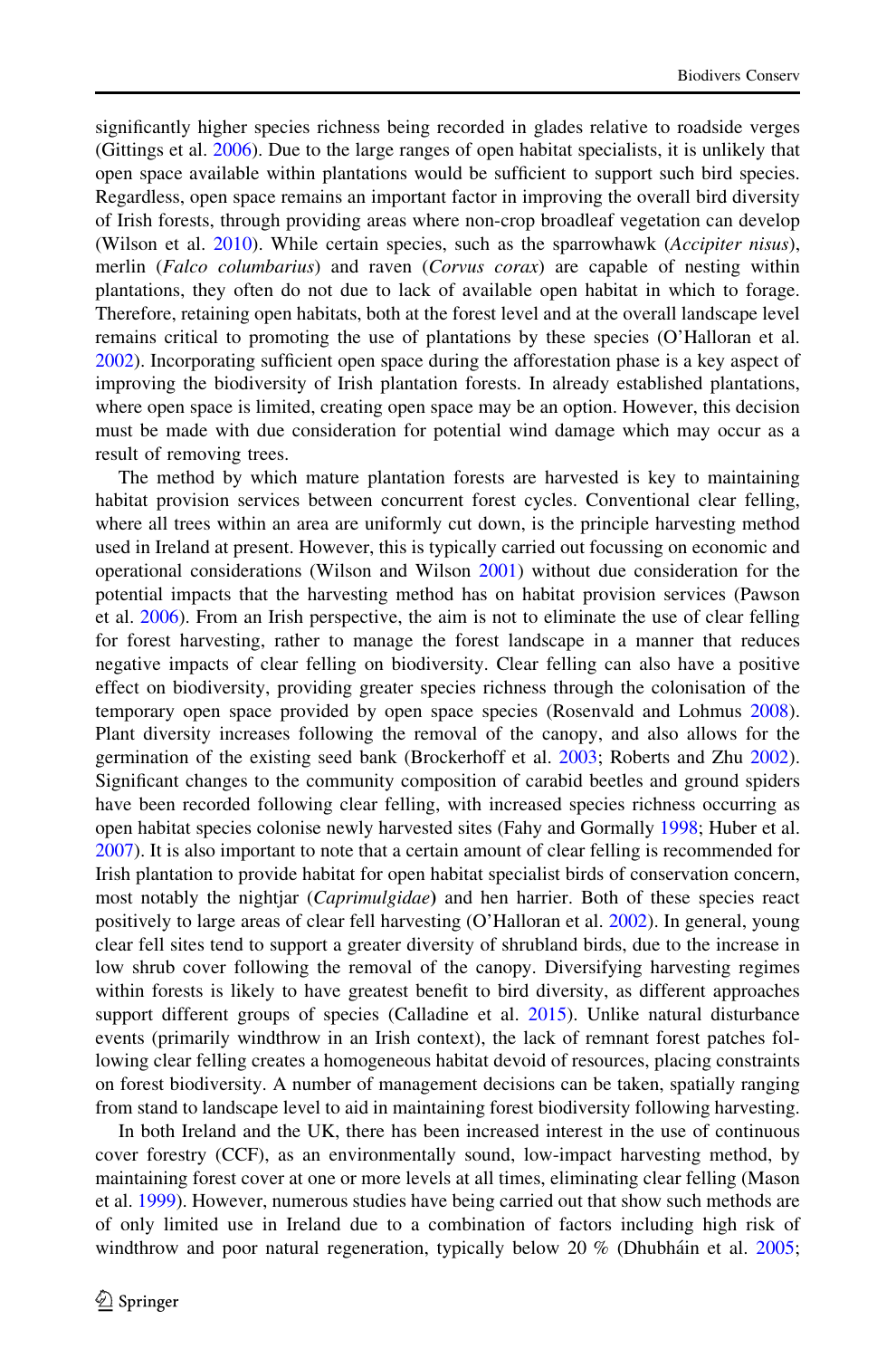significantly higher species richness being recorded in glades relative to roadside verges (Gittings et al. 2006). Due to the large ranges of open habitat specialists, it is unlikely that open space available within plantations would be sufficient to support such bird species. Regardless, open space remains an important factor in improving the overall bird diversity of Irish forests, through providing areas where non-crop broadleaf vegetation can develop (Wilson et al. 2010). While certain species, such as the sparrowhawk (*Accipiter nisus*), merlin (*Falco columbarius*) and raven (*Corvus corax*) are capable of nesting within plantations, they often do not due to lack of available open habitat in which to forage. Therefore, retaining open habitats, both at the forest level and at the overall landscape level remains critical to promoting the use of plantations by these species (O'Halloran et al. 2002). Incorporating sufficient open space during the afforestation phase is a key aspect of improving the biodiversity of Irish plantation forests. In already established plantations, where open space is limited, creating open space may be an option. However, this decision must be made with due consideration for potential wind damage which may occur as a result of removing trees.

The method by which mature plantation forests are harvested is key to maintaining habitat provision services between concurrent forest cycles. Conventional clear felling, where all trees within an area are uniformly cut down, is the principle harvesting method used in Ireland at present. However, this is typically carried out focussing on economic and operational considerations (Wilson and Wilson 2001) without due consideration for the potential impacts that the harvesting method has on habitat provision services (Pawson et al. 2006). From an Irish perspective, the aim is not to eliminate the use of clear felling for forest harvesting, rather to manage the forest landscape in a manner that reduces negative impacts of clear felling on biodiversity. Clear felling can also have a positive effect on biodiversity, providing greater species richness through the colonisation of the temporary open space provided by open space species (Rosenvald and Lohmus 2008). Plant diversity increases following the removal of the canopy, and also allows for the germination of the existing seed bank (Brockerhoff et al. 2003; Roberts and Zhu 2002). Significant changes to the community composition of carabid beetles and ground spiders have been recorded following clear felling, with increased species richness occurring as open habitat species colonise newly harvested sites (Fahy and Gormally 1998; Huber et al. 2007). It is also important to note that a certain amount of clear felling is recommended for Irish plantation to provide habitat for open habitat specialist birds of conservation concern, most notably the nightjar (*Caprimulgidae*) and hen harrier. Both of these species react positively to large areas of clear fell harvesting (O'Halloran et al. 2002). In general, young clear fell sites tend to support a greater diversity of shrubland birds, due to the increase in low shrub cover following the removal of the canopy. Diversifying harvesting regimes within forests is likely to have greatest benefit to bird diversity, as different approaches support different groups of species (Calladine et al. 2015). Unlike natural disturbance events (primarily windthrow in an Irish context), the lack of remnant forest patches following clear felling creates a homogeneous habitat devoid of resources, placing constraints on forest biodiversity. A number of management decisions can be taken, spatially ranging from stand to landscape level to aid in maintaining forest biodiversity following harvesting.

In both Ireland and the UK, there has been increased interest in the use of continuous cover forestry (CCF), as an environmentally sound, low-impact harvesting method, by maintaining forest cover at one or more levels at all times, eliminating clear felling (Mason et al. 1999). However, numerous studies have being carried out that show such methods are of only limited use in Ireland due to a combination of factors including high risk of windthrow and poor natural regeneration, typically below 20 % (Dhubháin et al. 2005;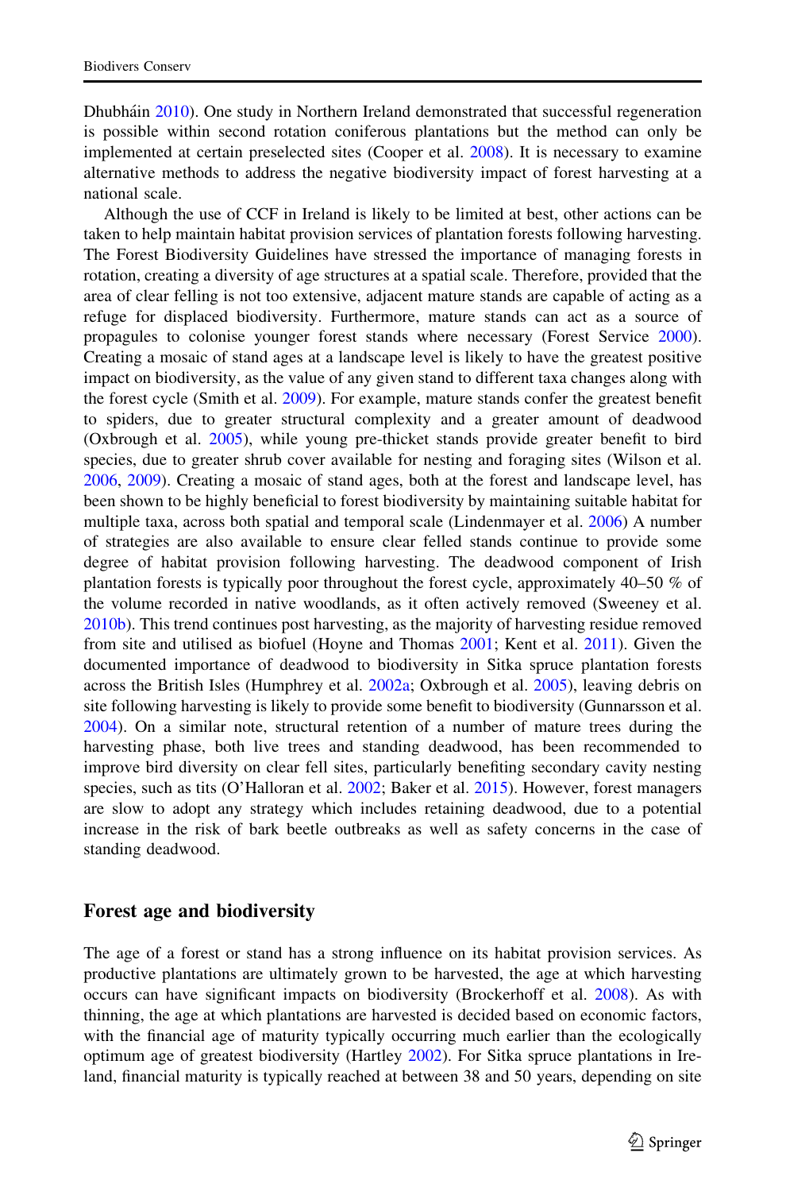Dhubháin 2010). One study in Northern Ireland demonstrated that successful regeneration is possible within second rotation coniferous plantations but the method can only be implemented at certain preselected sites (Cooper et al. 2008). It is necessary to examine alternative methods to address the negative biodiversity impact of forest harvesting at a national scale.

Although the use of CCF in Ireland is likely to be limited at best, other actions can be taken to help maintain habitat provision services of plantation forests following harvesting. The Forest Biodiversity Guidelines have stressed the importance of managing forests in rotation, creating a diversity of age structures at a spatial scale. Therefore, provided that the area of clear felling is not too extensive, adjacent mature stands are capable of acting as a refuge for displaced biodiversity. Furthermore, mature stands can act as a source of propagules to colonise younger forest stands where necessary (Forest Service 2000). Creating a mosaic of stand ages at a landscape level is likely to have the greatest positive impact on biodiversity, as the value of any given stand to different taxa changes along with the forest cycle (Smith et al. 2009). For example, mature stands confer the greatest benefit to spiders, due to greater structural complexity and a greater amount of deadwood (Oxbrough et al. 2005), while young pre-thicket stands provide greater benefit to bird species, due to greater shrub cover available for nesting and foraging sites (Wilson et al. 2006, 2009). Creating a mosaic of stand ages, both at the forest and landscape level, has been shown to be highly beneficial to forest biodiversity by maintaining suitable habitat for multiple taxa, across both spatial and temporal scale (Lindenmayer et al. 2006) A number of strategies are also available to ensure clear felled stands continue to provide some degree of habitat provision following harvesting. The deadwood component of Irish plantation forests is typically poor throughout the forest cycle, approximately 40–50 % of the volume recorded in native woodlands, as it often actively removed (Sweeney et al. 2010b). This trend continues post harvesting, as the majority of harvesting residue removed from site and utilised as biofuel (Hoyne and Thomas 2001; Kent et al. 2011). Given the documented importance of deadwood to biodiversity in Sitka spruce plantation forests across the British Isles (Humphrey et al. 2002a; Oxbrough et al. 2005), leaving debris on site following harvesting is likely to provide some benefit to biodiversity (Gunnarsson et al. 2004). On a similar note, structural retention of a number of mature trees during the harvesting phase, both live trees and standing deadwood, has been recommended to improve bird diversity on clear fell sites, particularly benefiting secondary cavity nesting species, such as tits (O'Halloran et al. 2002; Baker et al. 2015). However, forest managers are slow to adopt any strategy which includes retaining deadwood, due to a potential increase in the risk of bark beetle outbreaks as well as safety concerns in the case of standing deadwood.

## Forest age and biodiversity

The age of a forest or stand has a strong influence on its habitat provision services. As productive plantations are ultimately grown to be harvested, the age at which harvesting occurs can have significant impacts on biodiversity (Brockerhoff et al. 2008). As with thinning, the age at which plantations are harvested is decided based on economic factors, with the financial age of maturity typically occurring much earlier than the ecologically optimum age of greatest biodiversity (Hartley 2002). For Sitka spruce plantations in Ireland, financial maturity is typically reached at between 38 and 50 years, depending on site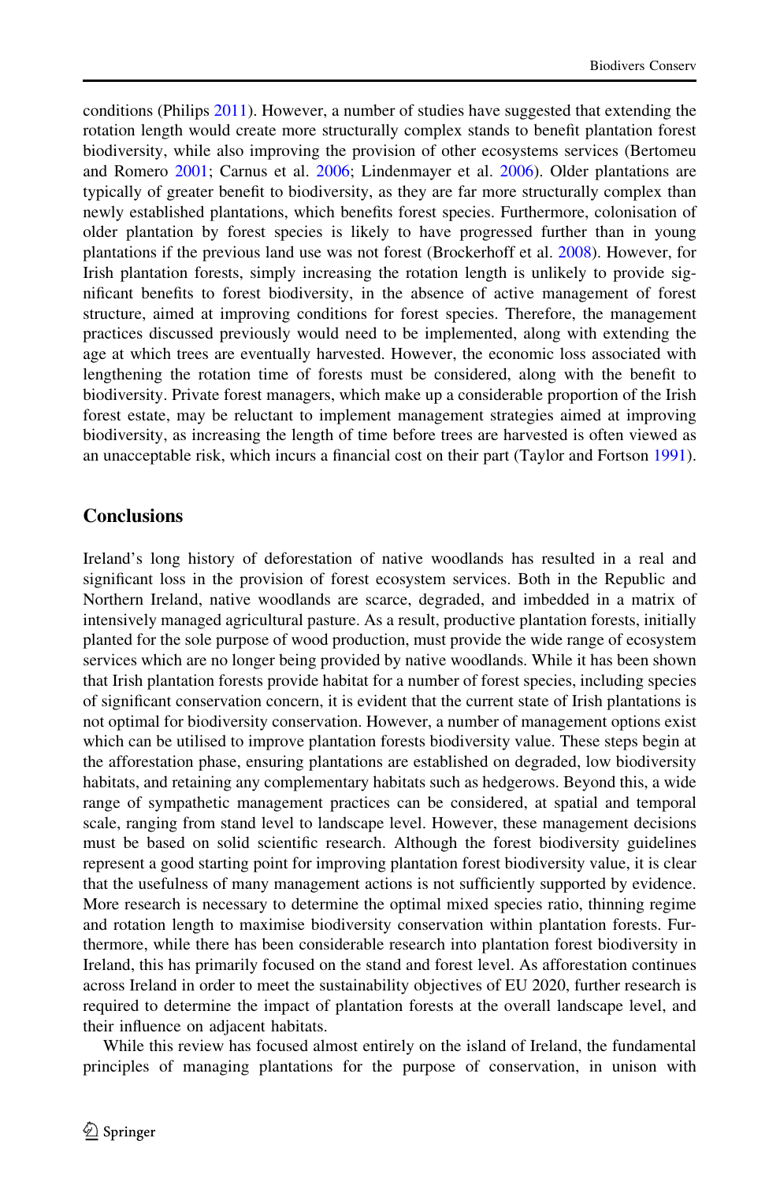conditions (Philips 2011). However, a number of studies have suggested that extending the rotation length would create more structurally complex stands to benefit plantation forest biodiversity, while also improving the provision of other ecosystems services (Bertomeu and Romero 2001; Carnus et al. 2006; Lindenmayer et al. 2006). Older plantations are typically of greater benefit to biodiversity, as they are far more structurally complex than newly established plantations, which benefits forest species. Furthermore, colonisation of older plantation by forest species is likely to have progressed further than in young plantations if the previous land use was not forest (Brockerhoff et al. 2008). However, for Irish plantation forests, simply increasing the rotation length is unlikely to provide significant benefits to forest biodiversity, in the absence of active management of forest structure, aimed at improving conditions for forest species. Therefore, the management practices discussed previously would need to be implemented, along with extending the age at which trees are eventually harvested. However, the economic loss associated with lengthening the rotation time of forests must be considered, along with the benefit to biodiversity. Private forest managers, which make up a considerable proportion of the Irish forest estate, may be reluctant to implement management strategies aimed at improving biodiversity, as increasing the length of time before trees are harvested is often viewed as an unacceptable risk, which incurs a financial cost on their part (Taylor and Fortson 1991).

## Conclusions

Ireland's long history of deforestation of native woodlands has resulted in a real and significant loss in the provision of forest ecosystem services. Both in the Republic and Northern Ireland, native woodlands are scarce, degraded, and imbedded in a matrix of intensively managed agricultural pasture. As a result, productive plantation forests, initially planted for the sole purpose of wood production, must provide the wide range of ecosystem services which are no longer being provided by native woodlands. While it has been shown that Irish plantation forests provide habitat for a number of forest species, including species of significant conservation concern, it is evident that the current state of Irish plantations is not optimal for biodiversity conservation. However, a number of management options exist which can be utilised to improve plantation forests biodiversity value. These steps begin at the afforestation phase, ensuring plantations are established on degraded, low biodiversity habitats, and retaining any complementary habitats such as hedgerows. Beyond this, a wide range of sympathetic management practices can be considered, at spatial and temporal scale, ranging from stand level to landscape level. However, these management decisions must be based on solid scientific research. Although the forest biodiversity guidelines represent a good starting point for improving plantation forest biodiversity value, it is clear that the usefulness of many management actions is not sufficiently supported by evidence. More research is necessary to determine the optimal mixed species ratio, thinning regime and rotation length to maximise biodiversity conservation within plantation forests. Furthermore, while there has been considerable research into plantation forest biodiversity in Ireland, this has primarily focused on the stand and forest level. As afforestation continues across Ireland in order to meet the sustainability objectives of EU 2020, further research is required to determine the impact of plantation forests at the overall landscape level, and their influence on adjacent habitats.

While this review has focused almost entirely on the island of Ireland, the fundamental principles of managing plantations for the purpose of conservation, in unison with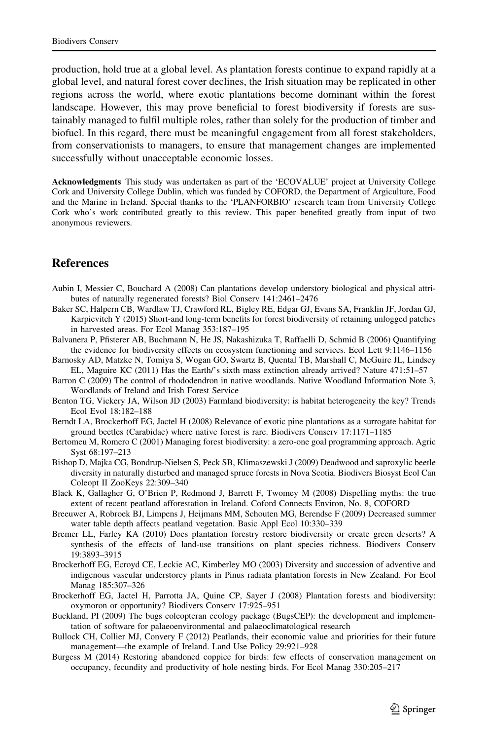production, hold true at a global level. As plantation forests continue to expand rapidly at a global level, and natural forest cover declines, the Irish situation may be replicated in other regions across the world, where exotic plantations become dominant within the forest landscape. However, this may prove beneficial to forest biodiversity if forests are sustainably managed to fulfil multiple roles, rather than solely for the production of timber and biofuel. In this regard, there must be meaningful engagement from all forest stakeholders, from conservationists to managers, to ensure that management changes are implemented successfully without unacceptable economic losses.

**Acknowledgments** This study was undertaken as part of the 'ECOVALUE' project at University College Cork and University College Dublin, which was funded by COFORD, the Department of Agriculture, Food and the Marine in Ireland. Special thanks to the 'PLANFORBIO' research team from University College Cork who's work contributed greatly to this review. This paper benefited greatly from input of two anonymous reviewers.

## References

Aubin I, Messier C, Bouchard A (2008) Can plantations develop understory biological and physical attributes of naturally regenerated forests? Biol Conserv 141:2461–2476

Baker SC, Halpern CB, Wardlaw TJ, Crawford RL, Bigley RE, Edgar GJ, Evans SA, Franklin JF, Jordan GJ, Karpievitch Y (2015) Short-and long-term benefits for forest biodiversity of retaining unlogged patches in harvested areas. For Ecol Manag 353:187–195

Balvanera P, Pfisterer AB, Buchmann N, He JS, Nakashizuka T, Raffaelli D, Schmid B (2006) Quantifying the evidence for biodiversity effects on ecosystem functioning and services. Ecol Lett 9:1146–1156

Barnosky AD, Matzke N, Tomiya S, Wogan GO, Swartz B, Quental TB, Marshall C, McGuire JL, Lindsey EL, Maguire KC (2011) Has the Earth/'s sixth mass extinction already arrived? Nature 471:51–57

Barron C (2009) The control of rhododendron in native woodlands. Native Woodland Information Note 3, Woodlands of Ireland and Irish Forest Service

Benton TG, Vickery JA, Wilson JD (2003) Farmland biodiversity: is habitat heterogeneity the key? Trends Ecol Evol 18:182–188

Berndt LA, Brockerhoff EG, Jactel H (2008) Relevance of exotic pine plantations as a surrogate habitat for ground beetles (Carabidae) where native forest is rare. Biodivers Conserv 17:1171–1185

Bertomeu M, Romero C (2001) Managing forest biodiversity: a zero-one goal programming approach. Agric Syst 68:197–213

Bishop D, Majka CG, Bondrup-Nielsen S, Peck SB, Klimaszewski J (2009) Deadwood and saproxylic beetle diversity in naturally disturbed and managed spruce forests in Nova Scotia. Biodivers Biosyst Ecol Can Coleopt II ZooKeys 22:309–340

Black K, Gallagher G, O'Brien P, Redmond J, Barrett F, Twomey M (2008) Dispelling myths: the true extent of recent peatland afforestation in Ireland. Coford Connects Environ, No. 8, COFORD

Breeuwer A, Robroek BJ, Limpens J, Heijmans MM, Schouten MG, Berendse F (2009) Decreased summer water table depth affects peatland vegetation. Basic Appl Ecol 10:330–339

Bremer LL, Farley KA (2010) Does plantation forestry restore biodiversity or create green deserts? A synthesis of the effects of land-use transitions on plant species richness. Biodivers Conserv 19:3893–3915

Brockerhoff EG, Ecroyd CE, Leckie AC, Kimberley MO (2003) Diversity and succession of adventive and indigenous vascular understorey plants in Pinus radiata plantation forests in New Zealand. For Ecol Manag 185:307–326

Brockerhoff EG, Jactel H, Parrotta JA, Quine CP, Sayer J (2008) Plantation forests and biodiversity: oxymoron or opportunity? Biodivers Conserv 17:925–951

Buckland, PI (2009) The bugs coleopteran ecology package (BugsCEP): the development and implementation of software for palaeoenvironmental and palaeoclimatological research

Bullock CH, Collier MJ, Convery F (2012) Peatlands, their economic value and priorities for their future management—the example of Ireland. Land Use Policy 29:921–928

Burgess M (2014) Restoring abandoned coppice for birds: few effects of conservation management on occupancy, fecundity and productivity of hole nesting birds. For Ecol Manag 330:205–217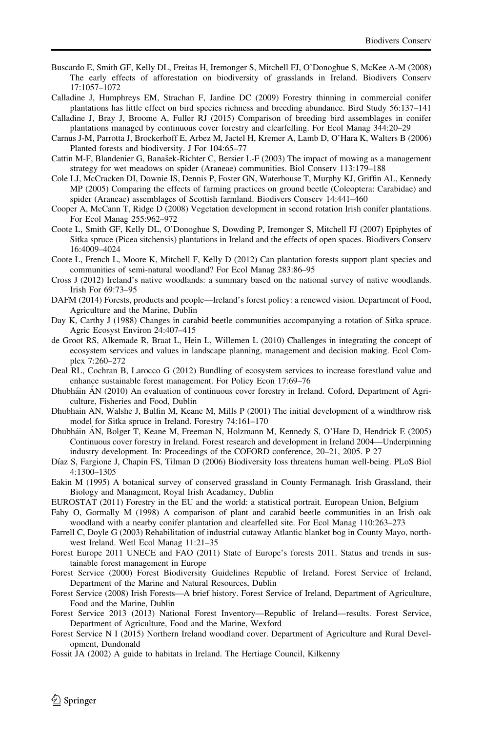Buscardo E, Smith GF, Kelly DL, Freitas H, Iremonger S, Mitchell FJ, O'Donoghue S, McKee A-M (2008) The early effects of afforestation on biodiversity of grasslands in Ireland. Biodivers Conserv 17:1057–1072

Calladine J, Humphreys EM, Strachan F, Jardine DC (2009) Forestry thinning in commercial conifer plantations has little effect on bird species richness and breeding abundance. Bird Study 56:137–141

Calladine J, Bray J, Broome A, Fuller RJ (2015) Comparison of breeding bird assemblages in conifer plantations managed by continuous cover forestry and clearfelling. For Ecol Manag 344:20–29

Carnus J-M, Parrotta J, Brockerhoff E, Arbez M, Jactel H, Kremer A, Lamb D, O'Hara K, Walters B (2006) Planted forests and biodiversity. J For 104:65–77

Cattin M-F, Blandenier G, Banašek-Richter C, Bersier L-F (2003) The impact of mowing as a management strategy for wet meadows on spider (Araneae) communities. Biol Conserv 113:179–188

Cole LJ, McCracken DI, Downie IS, Dennis P, Foster GN, Waterhouse T, Murphy KJ, Griffin AL, Kennedy MP (2005) Comparing the effects of farming practices on ground beetle (Coleoptera: Carabidae) and spider (Araneae) assemblages of Scottish farmland. Biodivers Conserv 14:441–460

Cooper A, McCann T, Ridge D (2008) Vegetation development in second rotation Irish conifer plantations. For Ecol Manag 255:962–972

Coote L, Smith GF, Kelly DL, O'Donoghue S, Dowding P, Iremonger S, Mitchell FJ (2007) Epiphytes of Sitka spruce (Picea sitchensis) plantations in Ireland and the effects of open spaces. Biodivers Conserv 16:4009–4024

Coote L, French L, Moore K, Mitchell F, Kelly D (2012) Can plantation forests support plant species and communities of semi-natural woodland? For Ecol Manag 283:86–95

Cross J (2012) Ireland's native woodlands: a summary based on the national survey of native woodlands. Irish For 69:73–95

DAFM (2014) Forests, products and people—Ireland's forest policy: a renewed vision. Department of Food, Agriculture and the Marine, Dublin

Day K, Carthy J (1988) Changes in carabid beetle communities accompanying a rotation of Sitka spruce. Agric Ecosyst Environ 24:407–415

de Groot RS, Alkemade R, Braat L, Hein L, Willemen L (2010) Challenges in integrating the concept of ecosystem services and values in landscape planning, management and decision making. Ecol Complex 7:260–272

Deal RL, Cochran B, Larocco G (2012) Bundling of ecosystem services to increase forestland value and enhance sustainable forest management. For Policy Econ 17:69–76

Dhubháin ÁN (2010) An evaluation of continuous cover forestry in Ireland. Coford, Department of Agriculture, Fisheries and Food, Dublin

Dhubhain AN, Walshe J, Bulfin M, Keane M, Mills P (2001) The initial development of a windthrow risk model for Sitka spruce in Ireland. Forestry 74:161–170

Dhubháin ÁN, Bolger T, Keane M, Freeman N, Holzmann M, Kennedy S, O'Hare D, Hendrick E (2005) Continuous cover forestry in Ireland. Forest research and development in Ireland 2004—Underpinning industry development. In: Proceedings of the COFORD conference, 20–21, 2005. P 27

Díaz S, Fargione J, Chapin FS, Tilman D (2006) Biodiversity loss threatens human well-being. PLoS Biol 4:1300–1305

Eakin M (1995) A botanical survey of conserved grassland in County Fermanagh. Irish Grassland, their Biology and Managment, Royal Irish Acadamey, Dublin

EUROSTAT (2011) Forestry in the EU and the world: a statistical portrait. European Union, Belgium

Fahy O, Gormally M (1998) A comparison of plant and carabid beetle communities in an Irish oak woodland with a nearby conifer plantation and clearfelled site. For Ecol Manag 110:263–273

Farrell C, Doyle G (2003) Rehabilitation of industrial cutaway Atlantic blanket bog in County Mayo, north-west Ireland. Wetl Ecol Manag 11:21–35

Forest Europe 2011 UNECE and FAO (2011) State of Europe's forests 2011. Status and trends in sustainable forest management in Europe

Forest Service (2000) Forest Biodiversity Guidelines Republic of Ireland. Forest Service of Ireland, Department of the Marine and Natural Resources, Dublin

Forest Service (2008) Irish Forests—A brief history. Forest Service of Ireland, Department of Agriculture, Food and the Marine, Dublin

Forest Service 2013 (2013) National Forest Inventory—Republic of Ireland—results. Forest Service, Department of Agriculture, Food and the Marine, Wexford

Forest Service N I (2015) Northern Ireland woodland cover. Department of Agriculture and Rural Development, Dundonald

Fossit JA (2002) A guide to habitats in Ireland. The Hertiage Council, Kilkenny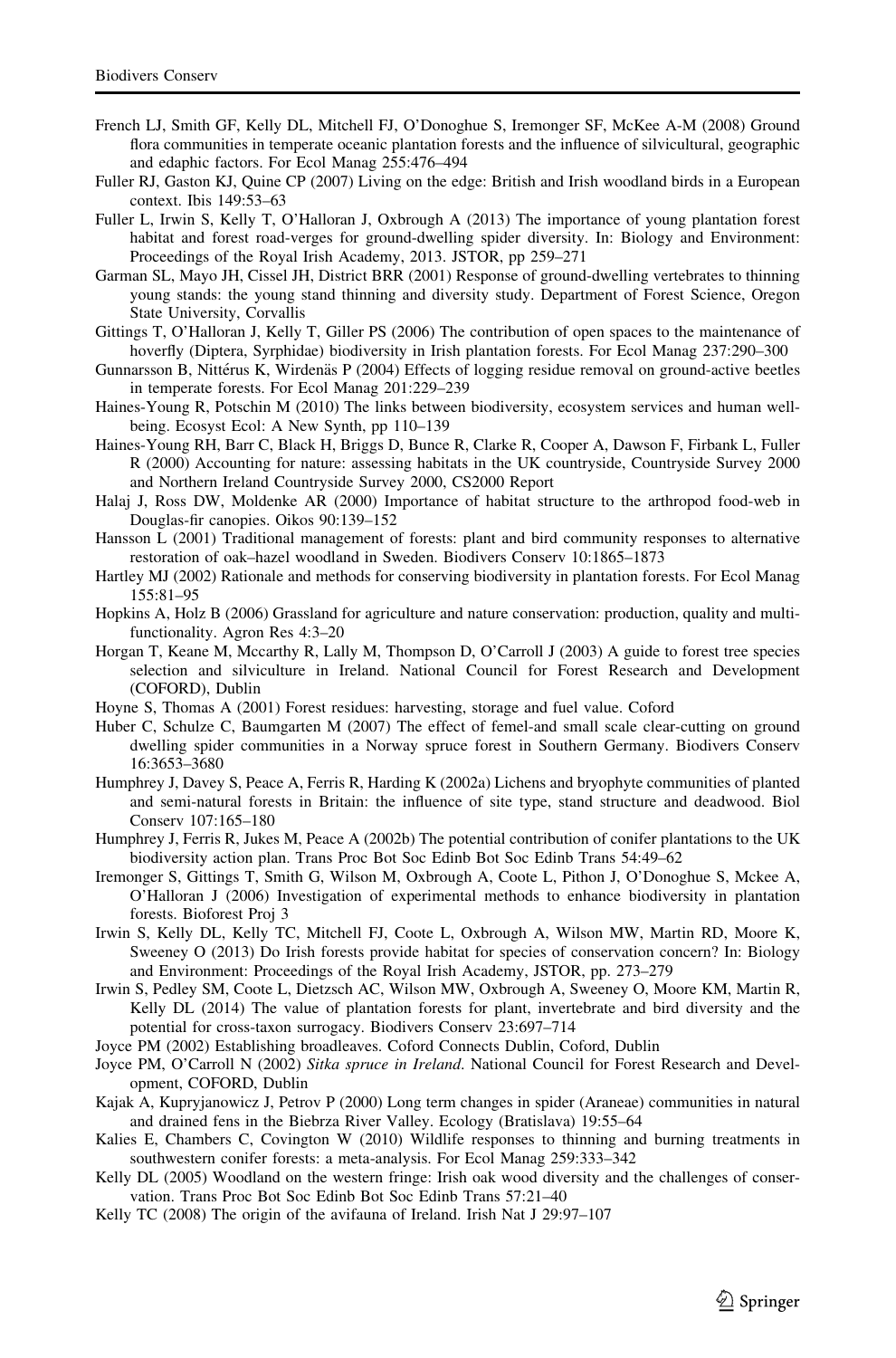French LJ, Smith GF, Kelly DL, Mitchell FJ, O'Donoghue S, Iremonger SF, McKee A-M (2008) Ground flora communities in temperate oceanic plantation forests and the influence of silvicultural, geographic and edaphic factors. For Ecol Manag 255:476–494

Fuller RJ, Gaston KJ, Quine CP (2007) Living on the edge: British and Irish woodland birds in a European context. Ibis 149:53–63

Fuller L, Irwin S, Kelly T, O'Halloran J, Oxbrough A (2013) The importance of young plantation forest habitat and forest road-verges for ground-dwelling spider diversity. In: Biology and Environment: Proceedings of the Royal Irish Academy, 2013. JSTOR, pp 259–271

Garman SL, Mayo JH, Cissel JH, District BRR (2001) Response of ground-dwelling vertebrates to thinning young stands: the young stand thinning and diversity study. Department of Forest Science, Oregon State University, Corvallis

Gittings T, O'Halloran J, Kelly T, Giller PS (2006) The contribution of open spaces to the maintenance of hoverfly (Diptera, Syrphidae) biodiversity in Irish plantation forests. For Ecol Manag 237:290–300

Gunnarsson B, Nittérus K, Wirdenäs P (2004) Effects of logging residue removal on ground-active beetles in temperate forests. For Ecol Manag 201:229–239

Haines-Young R, Potschin M (2010) The links between biodiversity, ecosystem services and human well-being. Ecosyst Ecol: A New Synth, pp 110–139

Haines-Young RH, Barr C, Black H, Briggs D, Bunce R, Clarke R, Cooper A, Dawson F, Firbank L, Fuller R (2000) Accounting for nature: assessing habitats in the UK countryside, Countryside Survey 2000 and Northern Ireland Countryside Survey 2000, CS2000 Report

Halaj J, Ross DW, Moldenke AR (2000) Importance of habitat structure to the arthropod food-web in Douglas-fir canopies. Oikos 90:139–152

Hansson L (2001) Traditional management of forests: plant and bird community responses to alternative restoration of oak–hazel woodland in Sweden. Biodivers Conserv 10:1865–1873

Hartley MJ (2002) Rationale and methods for conserving biodiversity in plantation forests. For Ecol Manag 155:81–95

Hopkins A, Holz B (2006) Grassland for agriculture and nature conservation: production, quality and multi-functionality. Agron Res 4:3–20

Horgan T, Keane M, Mccarthy R, Lally M, Thompson D, O'Carroll J (2003) A guide to forest tree species selection and silviculture in Ireland. National Council for Forest Research and Development (COFORD), Dublin

Hoyne S, Thomas A (2001) Forest residues: harvesting, storage and fuel value. Coford

Huber C, Schulze C, Baumgarten M (2007) The effect of femel-and small scale clear-cutting on ground dwelling spider communities in a Norway spruce forest in Southern Germany. Biodivers Conserv 16:3653–3680

Humphrey J, Davey S, Peace A, Ferris R, Harding K (2002a) Lichens and bryophyte communities of planted and semi-natural forests in Britain: the influence of site type, stand structure and deadwood. Biol Conserv 107:165–180

Humphrey J, Ferris R, Jukes M, Peace A (2002b) The potential contribution of conifer plantations to the UK biodiversity action plan. Trans Proc Bot Soc Edinb Bot Soc Edinb Trans 54:49–62

Iremonger S, Gittings T, Smith G, Wilson M, Oxbrough A, Coote L, Pithon J, O'Donoghue S, Mckee A, O'Halloran J (2006) Investigation of experimental methods to enhance biodiversity in plantation forests. Bioforest Proj 3

Irwin S, Kelly DL, Kelly TC, Mitchell FJ, Coote L, Oxbrough A, Wilson MW, Martin RD, Moore K, Sweeney O (2013) Do Irish forests provide habitat for species of conservation concern? In: Biology and Environment: Proceedings of the Royal Irish Academy, JSTOR, pp. 273–279

Irwin S, Pedley SM, Coote L, Dietzsch AC, Wilson MW, Oxbrough A, Sweeney O, Moore KM, Martin R, Kelly DL (2014) The value of plantation forests for plant, invertebrate and bird diversity and the potential for cross-taxon surrogacy. Biodivers Conserv 23:697–714

Joyce PM (2002) Establishing broadleaves. Coford Connects Dublin, Coford, Dublin

Joyce PM, O'Carroll N (2002) *Sitka spruce in Ireland*. National Council for Forest Research and Development, COFORD, Dublin

Kajak A, Kupryjanowicz J, Petrov P (2000) Long term changes in spider (Araneae) communities in natural and drained fens in the Biebrza River Valley. Ecology (Bratislava) 19:55–64

Kalies E, Chambers C, Covington W (2010) Wildlife responses to thinning and burning treatments in southwestern conifer forests: a meta-analysis. For Ecol Manag 259:333–342

Kelly DL (2005) Woodland on the western fringe: Irish oak wood diversity and the challenges of conservation. Trans Proc Bot Soc Edinb Bot Soc Edinb Trans 57:21–40

Kelly TC (2008) The origin of the avifauna of Ireland. Irish Nat J 29:97–107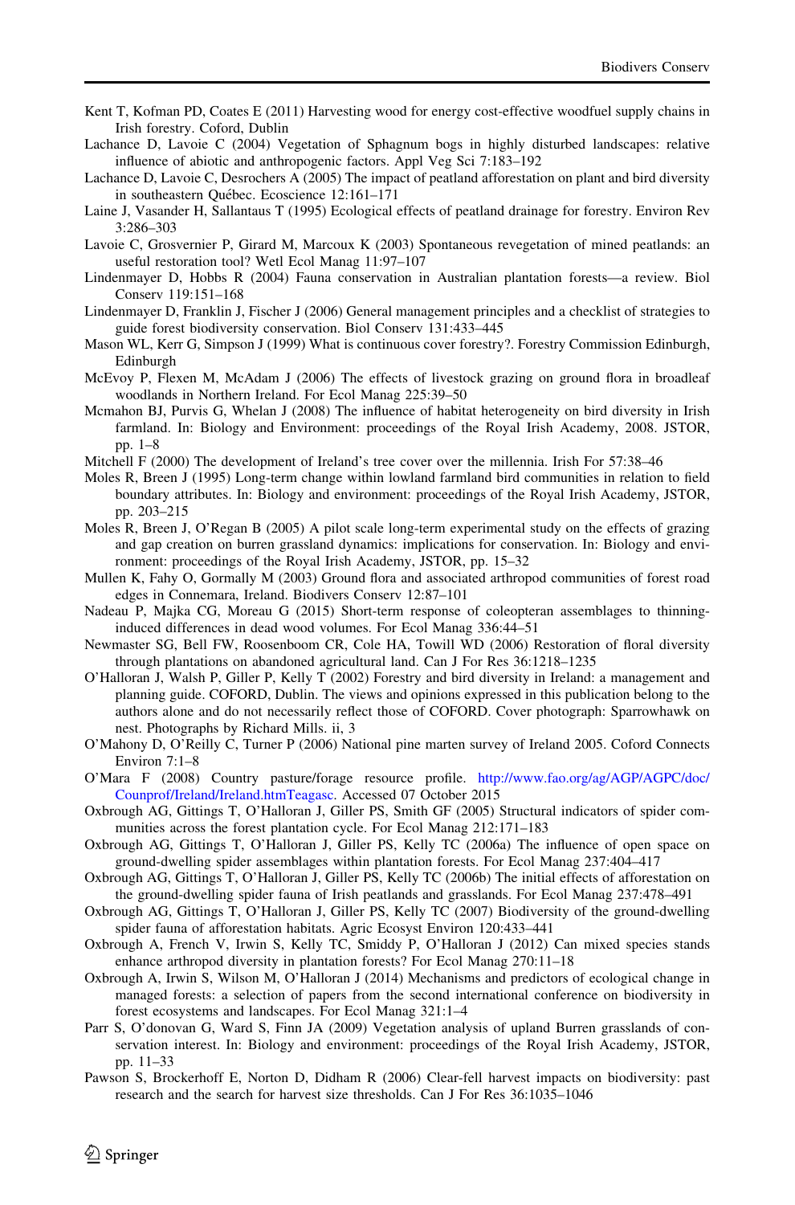Kent T, Kofman PD, Coates E (2011) Harvesting wood for energy cost-effective woodfuel supply chains in Irish forestry. Coford, Dublin

Lachance D, Lavoie C (2004) Vegetation of Sphagnum bogs in highly disturbed landscapes: relative influence of abiotic and anthropogenic factors. Appl Veg Sci 7:183–192

Lachance D, Lavoie C, Desrochers A (2005) The impact of peatland afforestation on plant and bird diversity in southeastern Québec. Ecoscience 12:161–171

Laine J, Vasander H, Sallantaus T (1995) Ecological effects of peatland drainage for forestry. Environ Rev 3:286–303

Lavoie C, Grosvernier P, Girard M, Marcoux K (2003) Spontaneous revegetation of mined peatlands: an useful restoration tool? Wetl Ecol Manag 11:97–107

Lindenmayer D, Hobbs R (2004) Fauna conservation in Australian plantation forests—a review. Biol Conserv 119:151–168

Lindenmayer D, Franklin J, Fischer J (2006) General management principles and a checklist of strategies to guide forest biodiversity conservation. Biol Conserv 131:433–445

Mason WL, Kerr G, Simpson J (1999) What is continuous cover forestry?. Forestry Commission Edinburgh, Edinburgh

McEvoy P, Flexen M, McAdam J (2006) The effects of livestock grazing on ground flora in broadleaf woodlands in Northern Ireland. For Ecol Manag 225:39–50

Mcmahon BJ, Purvis G, Whelan J (2008) The influence of habitat heterogeneity on bird diversity in Irish farmland. In: Biology and Environment: proceedings of the Royal Irish Academy, 2008. JSTOR, pp. 1–8

Mitchell F (2000) The development of Ireland's tree cover over the millennia. Irish For 57:38–46

Moles R, Breen J (1995) Long-term change within lowland farmland bird communities in relation to field boundary attributes. In: Biology and environment: proceedings of the Royal Irish Academy, JSTOR, pp. 203–215

Moles R, Breen J, O'Regan B (2005) A pilot scale long-term experimental study on the effects of grazing and gap creation on burren grassland dynamics: implications for conservation. In: Biology and environment: proceedings of the Royal Irish Academy, JSTOR, pp. 15–32

Mullen K, Fahy O, Gormally M (2003) Ground flora and associated arthropod communities of forest road edges in Connemara, Ireland. Biodivers Conserv 12:87–101

Nadeau P, Majka CG, Moreau G (2015) Short-term response of coleopteran assemblages to thinning-induced differences in dead wood volumes. For Ecol Manag 336:44–51

Newmaster SG, Bell FW, Roosenboom CR, Cole HA, Towill WD (2006) Restoration of floral diversity through plantations on abandoned agricultural land. Can J For Res 36:1218–1235

O'Halloran J, Walsh P, Giller P, Kelly T (2002) Forestry and bird diversity in Ireland: a management and planning guide. COFORD, Dublin. The views and opinions expressed in this publication belong to the authors alone and do not necessarily reflect those of COFORD. Cover photograph: Sparrowhawk on nest. Photographs by Richard Mills. ii, 3

O'Mahony D, O'Reilly C, Turner P (2006) National pine marten survey of Ireland 2005. Coford Connects Environ 7:1–8

O'Mara F (2008) Country pasture/forage resource profile. http://www.fao.org/ag/AGP/AGPC/doc/Counprof/Ireland/Ireland.htmTeagasc. Accessed 07 October 2015

Oxbrough AG, Gittings T, O'Halloran J, Giller PS, Smith GF (2005) Structural indicators of spider communities across the forest plantation cycle. For Ecol Manag 212:171–183

Oxbrough AG, Gittings T, O'Halloran J, Giller PS, Kelly TC (2006a) The influence of open space on ground-dwelling spider assemblages within plantation forests. For Ecol Manag 237:404–417

Oxbrough AG, Gittings T, O'Halloran J, Giller PS, Kelly TC (2006b) The initial effects of afforestation on the ground-dwelling spider fauna of Irish peatlands and grasslands. For Ecol Manag 237:478–491

Oxbrough AG, Gittings T, O'Halloran J, Giller PS, Kelly TC (2007) Biodiversity of the ground-dwelling spider fauna of afforestation habitats. Agric Ecosyst Environ 120:433–441

Oxbrough A, French V, Irwin S, Kelly TC, Smiddy P, O'Halloran J (2012) Can mixed species stands enhance arthropod diversity in plantation forests? For Ecol Manag 270:11–18

Oxbrough A, Irwin S, Wilson M, O'Halloran J (2014) Mechanisms and predictors of ecological change in managed forests: a selection of papers from the second international conference on biodiversity in forest ecosystems and landscapes. For Ecol Manag 321:1–4

Parr S, O'donovan G, Ward S, Finn JA (2009) Vegetation analysis of upland Burren grasslands of conservation interest. In: Biology and environment: proceedings of the Royal Irish Academy, JSTOR, pp. 11–33

Pawson S, Brockerhoff E, Norton D, Didham R (2006) Clear-fell harvest impacts on biodiversity: past research and the search for harvest size thresholds. Can J For Res 36:1035–1046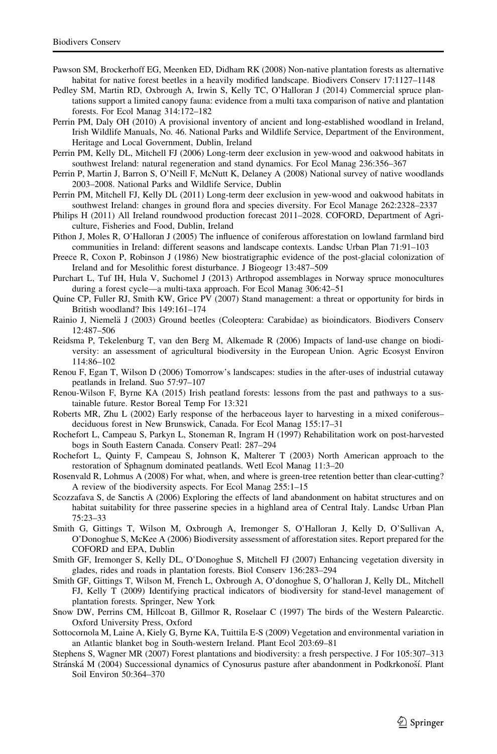Pawson SM, Brockerhoff EG, Meenken ED, Didham RK (2008) Non-native plantation forests as alternative habitat for native forest beetles in a heavily modified landscape. Biodivers Conserv 17:1127–1148

Pedley SM, Martin RD, Oxbrough A, Irwin S, Kelly TC, O'Halloran J (2014) Commercial spruce plantations support a limited canopy fauna: evidence from a multi taxa comparison of native and plantation forests. For Ecol Manag 314:172–182

Perrin PM, Daly OH (2010) A provisional inventory of ancient and long-established woodland in Ireland, Irish Wildlife Manuals, No. 46. National Parks and Wildlife Service, Department of the Environment, Heritage and Local Government, Dublin, Ireland

Perrin PM, Kelly DL, Mitchell FJ (2006) Long-term deer exclusion in yew-wood and oakwood habitats in southwest Ireland: natural regeneration and stand dynamics. For Ecol Manag 236:356–367

Perrin P, Martin J, Barron S, O'Neill F, McNutt K, Delaney A (2008) National survey of native woodlands 2003–2008. National Parks and Wildlife Service, Dublin

Perrin PM, Mitchell FJ, Kelly DL (2011) Long-term deer exclusion in yew-wood and oakwood habitats in southwest Ireland: changes in ground flora and species diversity. For Ecol Manage 262:2328–2337

Philips H (2011) All Ireland roundwood production forecast 2011–2028. COFORD, Department of Agriculture, Fisheries and Food, Dublin, Ireland

Pithon J, Moles R, O'Halloran J (2005) The influence of coniferous afforestation on lowland farmland bird communities in Ireland: different seasons and landscape contexts. Landsc Urban Plan 71:91–103

Preece R, Coxon P, Robinson J (1986) New biostratigraphic evidence of the post-glacial colonization of Ireland and for Mesolithic forest disturbance. J Biogeogr 13:487–509

Purchart L, Tuf IH, Hula V, Suchomel J (2013) Arthropod assemblages in Norway spruce monocultures during a forest cycle—a multi-taxa approach. For Ecol Manag 306:42–51

Quine CP, Fuller RJ, Smith KW, Grice PV (2007) Stand management: a threat or opportunity for birds in British woodland? Ibis 149:161–174

Rainio J, Niemelä J (2003) Ground beetles (Coleoptera: Carabidae) as bioindicators. Biodivers Conserv 12:487–506

Reidsma P, Tekelenburg T, van den Berg M, Alkemade R (2006) Impacts of land-use change on biodiversity: an assessment of agricultural biodiversity in the European Union. Agric Ecosyst Environ 114:86–102

Renou F, Egan T, Wilson D (2006) Tomorrow's landscapes: studies in the after-uses of industrial cutaway peatlands in Ireland. Suo 57:97–107

Renou-Wilson F, Byrne KA (2015) Irish peatland forests: lessons from the past and pathways to a sustainable future. Restor Boreal Temp For 13:321

Roberts MR, Zhu L (2002) Early response of the herbaceous layer to harvesting in a mixed coniferous–deciduous forest in New Brunswick, Canada. For Ecol Manag 155:17–31

Rochefort L, Campeau S, Parkyn L, Stoneman R, Ingram H (1997) Rehabilitation work on post-harvested bogs in South Eastern Canada. Conserv Peatl: 287–294

Rochefort L, Quinty F, Campeau S, Johnson K, Malterer T (2003) North American approach to the restoration of Sphagnum dominated peatlands. Wetl Ecol Manag 11:3–20

Rosenvald R, Lohmus A (2008) For what, when, and where is green-tree retention better than clear-cutting? A review of the biodiversity aspects. For Ecol Manag 255:1–15

Scozzafava S, de Sanctis A (2006) Exploring the effects of land abandonment on habitat structures and on habitat suitability for three passerine species in a highland area of Central Italy. Landsc Urban Plan 75:23–33

Smith G, Gittings T, Wilson M, Oxbrough A, Iremonger S, O'Halloran J, Kelly D, O'Sullivan A, O'Donoghue S, McKee A (2006) Biodiversity assessment of afforestation sites. Report prepared for the COFORD and EPA, Dublin

Smith GF, Iremonger S, Kelly DL, O'Donoghue S, Mitchell FJ (2007) Enhancing vegetation diversity in glades, rides and roads in plantation forests. Biol Conserv 136:283–294

Smith GF, Gittings T, Wilson M, French L, Oxbrough A, O'donoghue S, O'halloran J, Kelly DL, Mitchell FJ, Kelly T (2009) Identifying practical indicators of biodiversity for stand-level management of plantation forests. Springer, New York

Snow DW, Perrins CM, Hillcoat B, Gillmor R, Roselaar C (1997) The birds of the Western Palearctic. Oxford University Press, Oxford

Sottocornola M, Laine A, Kiely G, Byrne KA, Tuittila E-S (2009) Vegetation and environmental variation in an Atlantic blanket bog in South-western Ireland. Plant Ecol 203:69–81

Stephens S, Wagner MR (2007) Forest plantations and biodiversity: a fresh perspective. J For 105:307–313

Stránská M (2004) Successional dynamics of Cynosurus pasture after abandonment in Podkrkonoší. Plant Soil Environ 50:364–370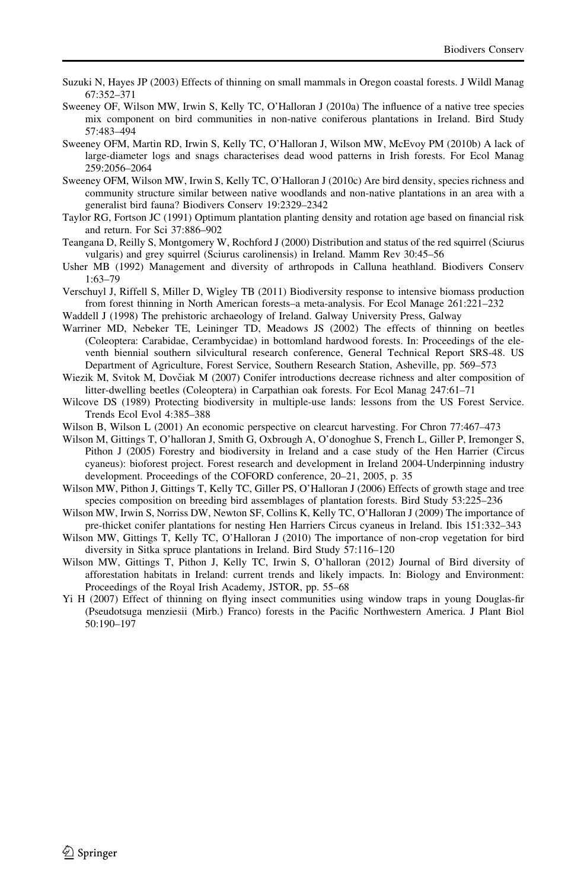Suzuki N, Hayes JP (2003) Effects of thinning on small mammals in Oregon coastal forests. J Wildl Manag 67:352–371

Sweeney OF, Wilson MW, Irwin S, Kelly TC, O'Halloran J (2010a) The influence of a native tree species mix component on bird communities in non-native coniferous plantations in Ireland. Bird Study 57:483–494

Sweeney OFM, Martin RD, Irwin S, Kelly TC, O'Halloran J, Wilson MW, McEvoy PM (2010b) A lack of large-diameter logs and snags characterises dead wood patterns in Irish forests. For Ecol Manag 259:2056–2064

Sweeney OFM, Wilson MW, Irwin S, Kelly TC, O'Halloran J (2010c) Are bird density, species richness and community structure similar between native woodlands and non-native plantations in an area with a generalist bird fauna? Biodivers Conserv 19:2329–2342

Taylor RG, Fortson JC (1991) Optimum plantation planting density and rotation age based on financial risk and return. For Sci 37:886–902

Teangana D, Reilly S, Montgomery W, Rochford J (2000) Distribution and status of the red squirrel (Sciurus vulgaris) and grey squirrel (Sciurus carolinensis) in Ireland. Mamm Rev 30:45–56

Usher MB (1992) Management and diversity of arthropods in Calluna heathland. Biodivers Conserv 1:63–79

Verschuyl J, Riffell S, Miller D, Wigley TB (2011) Biodiversity response to intensive biomass production from forest thinning in North American forests–a meta-analysis. For Ecol Manage 261:221–232

Waddell J (1998) The prehistoric archaeology of Ireland. Galway University Press, Galway

Warriner MD, Nebeker TE, Leininger TD, Meadows JS (2002) The effects of thinning on beetles (Coleoptera: Carabidae, Cerambycidae) in bottomland hardwood forests. In: Proceedings of the eleventh biennial southern silvicultural research conference, General Technical Report SRS-48. US Department of Agriculture, Forest Service, Southern Research Station, Asheville, pp. 569–573

Wiezik M, Svitok M, Dovčiak M (2007) Conifer introductions decrease richness and alter composition of litter-dwelling beetles (Coleoptera) in Carpathian oak forests. For Ecol Manag 247:61–71

Wilcove DS (1989) Protecting biodiversity in multiple-use lands: lessons from the US Forest Service. Trends Ecol Evol 4:385–388

Wilson B, Wilson L (2001) An economic perspective on clearcut harvesting. For Chron 77:467–473

Wilson M, Gittings T, O'halloran J, Smith G, Oxbrough A, O'donoghue S, French L, Giller P, Iremonger S, Pithon J (2005) Forestry and biodiversity in Ireland and a case study of the Hen Harrier (Circus cyaneus): bioforest project. Forest research and development in Ireland 2004-Underpinning industry development. Proceedings of the COFORD conference, 20–21, 2005, p. 35

Wilson MW, Pithon J, Gittings T, Kelly TC, Giller PS, O'Halloran J (2006) Effects of growth stage and tree species composition on breeding bird assemblages of plantation forests. Bird Study 53:225–236

Wilson MW, Irwin S, Norriss DW, Newton SF, Collins K, Kelly TC, O'Halloran J (2009) The importance of pre-thicket conifer plantations for nesting Hen Harriers Circus cyaneus in Ireland. Ibis 151:332–343

Wilson MW, Gittings T, Kelly TC, O'Halloran J (2010) The importance of non-crop vegetation for bird diversity in Sitka spruce plantations in Ireland. Bird Study 57:116–120

Wilson MW, Gittings T, Pithon J, Kelly TC, Irwin S, O'halloran (2012) Journal of Bird diversity of afforestation habitats in Ireland: current trends and likely impacts. In: Biology and Environment: Proceedings of the Royal Irish Academy, JSTOR, pp. 55–68

Yi H (2007) Effect of thinning on flying insect communities using window traps in young Douglas-fir (Pseudotsuga menziesii (Mirb.) Franco) forests in the Pacific Northwestern America. J Plant Biol 50:190–197